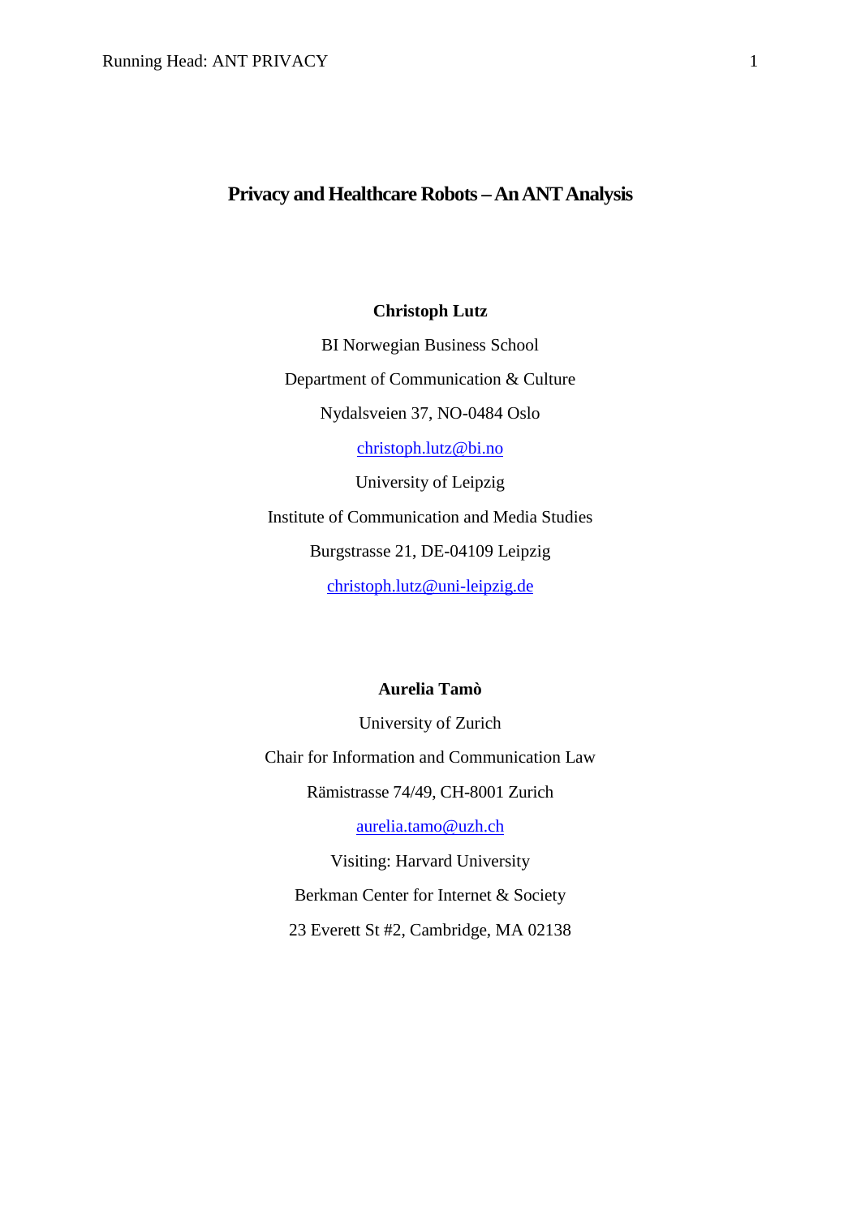# Privacy and Healthcare Robots – An ANT Analysis

**Christoph Lutz**

BI Norwegian Business School

Department of Communication & Culture

Nydalsveien 37, NO-0484 Oslo

christoph.lutz@bi.no

University of Leipzig

Institute of Communication and Media Studies

Burgstrasse 21, DE-04109 Leipzig

christoph.lutz@uni-leipzig.de

**Aurelia Tamò**

University of Zurich

Chair for Information and Communication Law

Rämistrasse 74/49, CH-8001 Zurich

aurelia.tamo@uzh.ch

Visiting: Harvard University

Berkman Center for Internet & Society

23 Everett St #2, Cambridge, MA 02138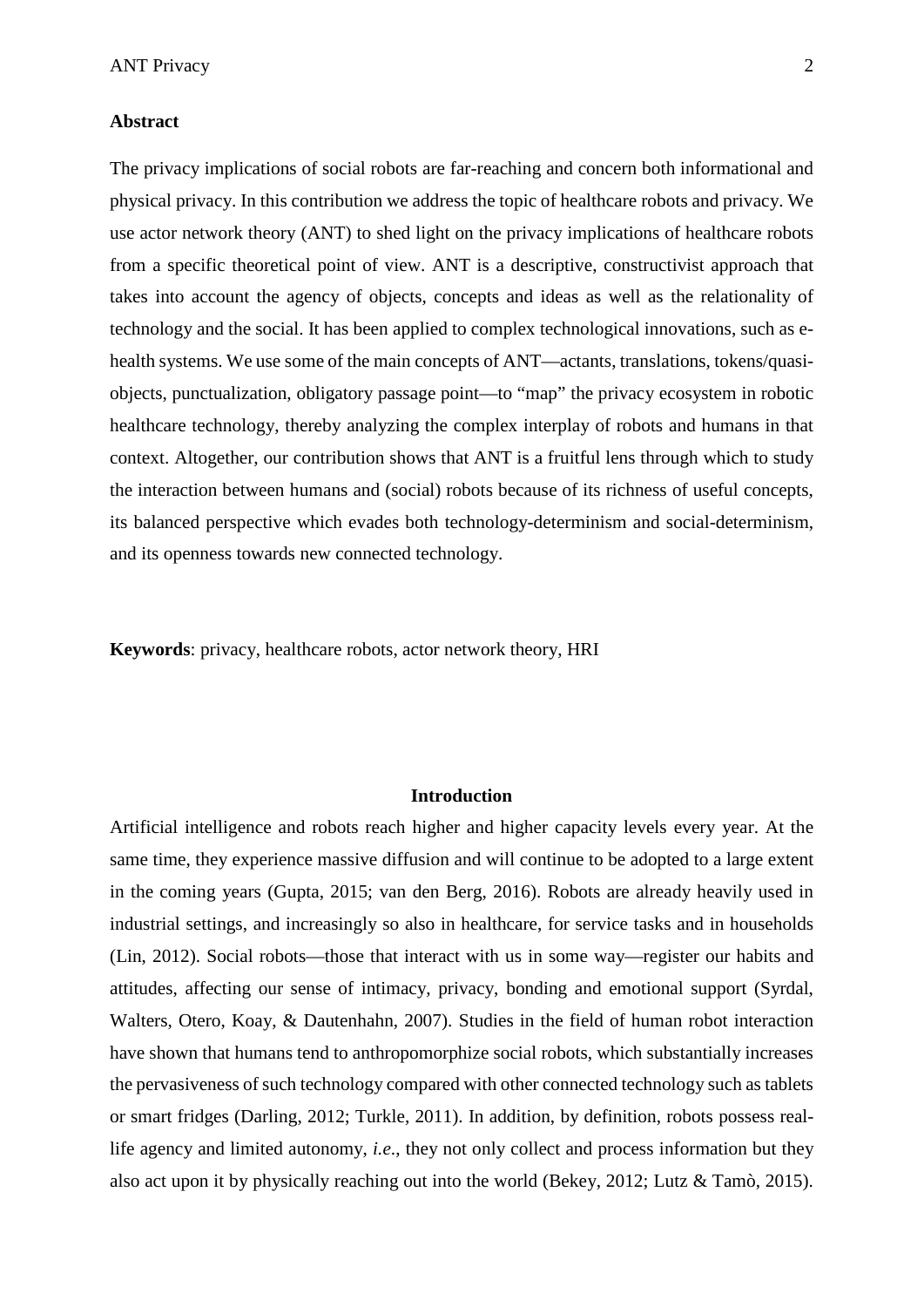**Abstract**

The privacy implications of social robots are far-reaching and concern both informational and physical privacy. In this contribution we address the topic of healthcare robots and privacy. We use actor network theory (ANT) to shed light on the privacy implications of healthcare robots from a specific theoretical point of view. ANT is a descriptive, constructivist approach that takes into account the agency of objects, concepts and ideas as well as the relationality of technology and the social. It has been applied to complex technological innovations, such as e-health systems. We use some of the main concepts of ANT—actants, translations, tokens/quasi-objects, punctualization, obligatory passage point—to "map" the privacy ecosystem in robotic healthcare technology, thereby analyzing the complex interplay of robots and humans in that context. Altogether, our contribution shows that ANT is a fruitful lens through which to study the interaction between humans and (social) robots because of its richness of useful concepts, its balanced perspective which evades both technology-determinism and social-determinism, and its openness towards new connected technology.

**Keywords**: privacy, healthcare robots, actor network theory, HRI

## Introduction

Artificial intelligence and robots reach higher and higher capacity levels every year. At the same time, they experience massive diffusion and will continue to be adopted to a large extent in the coming years (Gupta, 2015; van den Berg, 2016). Robots are already heavily used in industrial settings, and increasingly so also in healthcare, for service tasks and in households (Lin, 2012). Social robots—those that interact with us in some way—register our habits and attitudes, affecting our sense of intimacy, privacy, bonding and emotional support (Syrdal, Walters, Otero, Koay, & Dautenhahn, 2007). Studies in the field of human robot interaction have shown that humans tend to anthropomorphize social robots, which substantially increases the pervasiveness of such technology compared with other connected technology such as tablets or smart fridges (Darling, 2012; Turkle, 2011). In addition, by definition, robots possess real-life agency and limited autonomy, *i.e.*, they not only collect and process information but they also act upon it by physically reaching out into the world (Bekey, 2012; Lutz & Tamò, 2015).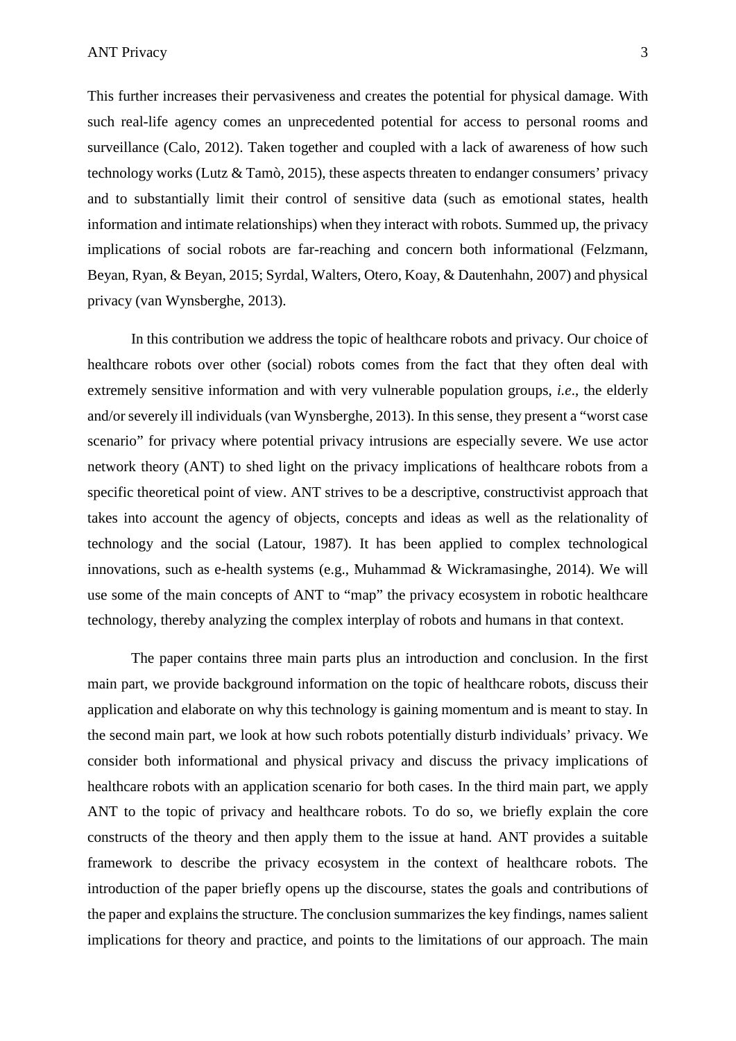This further increases their pervasiveness and creates the potential for physical damage. With such real-life agency comes an unprecedented potential for access to personal rooms and surveillance (Calo, 2012). Taken together and coupled with a lack of awareness of how such technology works (Lutz & Tamò, 2015), these aspects threaten to endanger consumers' privacy and to substantially limit their control of sensitive data (such as emotional states, health information and intimate relationships) when they interact with robots. Summed up, the privacy implications of social robots are far-reaching and concern both informational (Felzmann, Beyan, Ryan, & Beyan, 2015; Syrdal, Walters, Otero, Koay, & Dautenhahn, 2007) and physical privacy (van Wynsberghe, 2013).

In this contribution we address the topic of healthcare robots and privacy. Our choice of healthcare robots over other (social) robots comes from the fact that they often deal with extremely sensitive information and with very vulnerable population groups, *i.e*., the elderly and/or severely ill individuals (van Wynsberghe, 2013). In this sense, they present a "worst case scenario" for privacy where potential privacy intrusions are especially severe. We use actor network theory (ANT) to shed light on the privacy implications of healthcare robots from a specific theoretical point of view. ANT strives to be a descriptive, constructivist approach that takes into account the agency of objects, concepts and ideas as well as the relationality of technology and the social (Latour, 1987). It has been applied to complex technological innovations, such as e-health systems (e.g., Muhammad & Wickramasinghe, 2014). We will use some of the main concepts of ANT to "map" the privacy ecosystem in robotic healthcare technology, thereby analyzing the complex interplay of robots and humans in that context.

The paper contains three main parts plus an introduction and conclusion. In the first main part, we provide background information on the topic of healthcare robots, discuss their application and elaborate on why this technology is gaining momentum and is meant to stay. In the second main part, we look at how such robots potentially disturb individuals' privacy. We consider both informational and physical privacy and discuss the privacy implications of healthcare robots with an application scenario for both cases. In the third main part, we apply ANT to the topic of privacy and healthcare robots. To do so, we briefly explain the core constructs of the theory and then apply them to the issue at hand. ANT provides a suitable framework to describe the privacy ecosystem in the context of healthcare robots. The introduction of the paper briefly opens up the discourse, states the goals and contributions of the paper and explains the structure. The conclusion summarizes the key findings, names salient implications for theory and practice, and points to the limitations of our approach. The main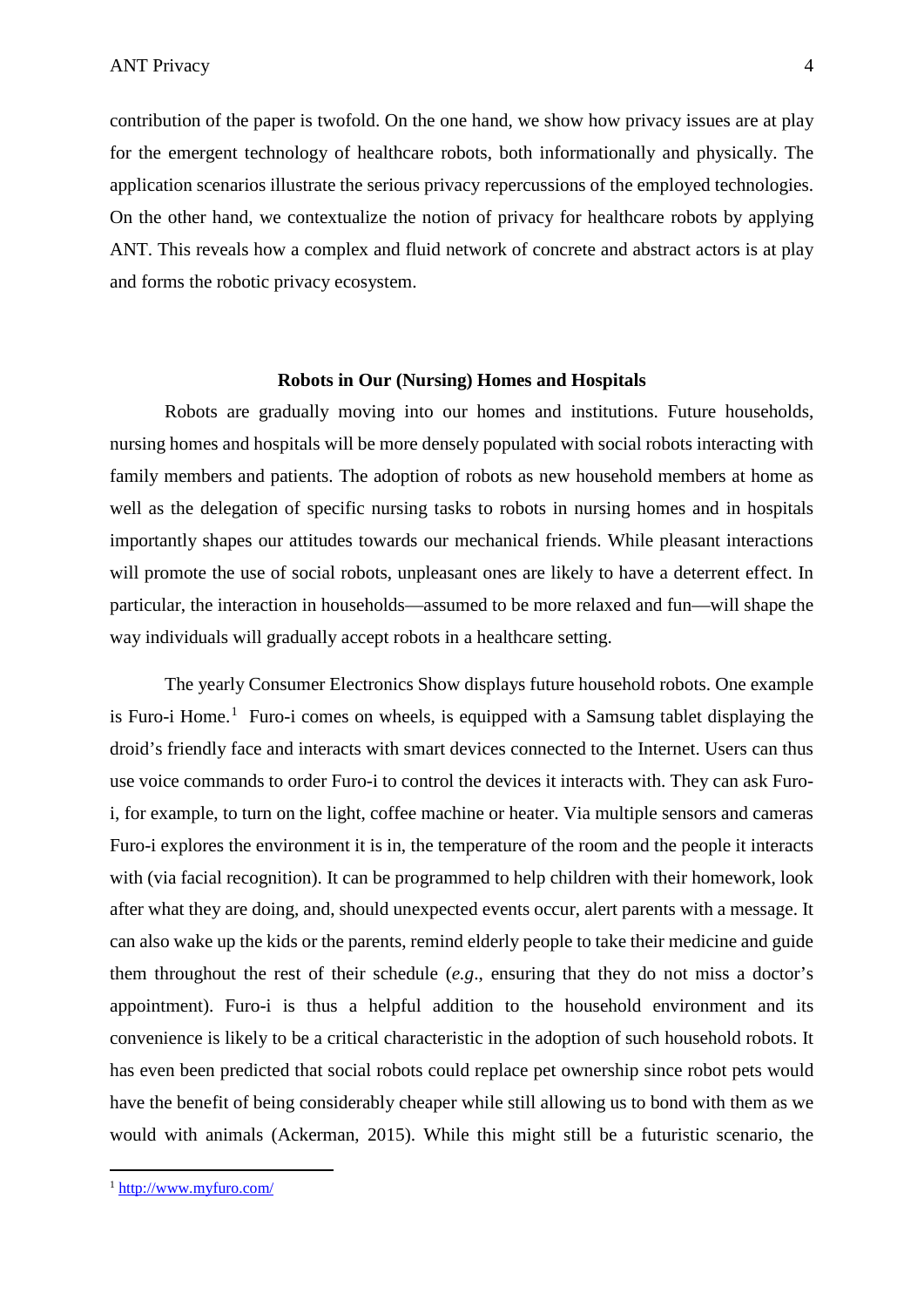contribution of the paper is twofold. On the one hand, we show how privacy issues are at play for the emergent technology of healthcare robots, both informationally and physically. The application scenarios illustrate the serious privacy repercussions of the employed technologies. On the other hand, we contextualize the notion of privacy for healthcare robots by applying ANT. This reveals how a complex and fluid network of concrete and abstract actors is at play and forms the robotic privacy ecosystem.

## Robots in Our (Nursing) Homes and Hospitals

Robots are gradually moving into our homes and institutions. Future households, nursing homes and hospitals will be more densely populated with social robots interacting with family members and patients. The adoption of robots as new household members at home as well as the delegation of specific nursing tasks to robots in nursing homes and in hospitals importantly shapes our attitudes towards our mechanical friends. While pleasant interactions will promote the use of social robots, unpleasant ones are likely to have a deterrent effect. In particular, the interaction in households—assumed to be more relaxed and fun—will shape the way individuals will gradually accept robots in a healthcare setting.

The yearly Consumer Electronics Show displays future household robots. One example is Furo-i Home.[1] Furo-i comes on wheels, is equipped with a Samsung tablet displaying the droid's friendly face and interacts with smart devices connected to the Internet. Users can thus use voice commands to order Furo-i to control the devices it interacts with. They can ask Furo-i, for example, to turn on the light, coffee machine or heater. Via multiple sensors and cameras Furo-i explores the environment it is in, the temperature of the room and the people it interacts with (via facial recognition). It can be programmed to help children with their homework, look after what they are doing, and, should unexpected events occur, alert parents with a message. It can also wake up the kids or the parents, remind elderly people to take their medicine and guide them throughout the rest of their schedule (*e.g.*, ensuring that they do not miss a doctor's appointment). Furo-i is thus a helpful addition to the household environment and its convenience is likely to be a critical characteristic in the adoption of such household robots. It has even been predicted that social robots could replace pet ownership since robot pets would have the benefit of being considerably cheaper while still allowing us to bond with them as we would with animals (Ackerman, 2015). While this might still be a futuristic scenario, the

[1] http://www.myfuro.com/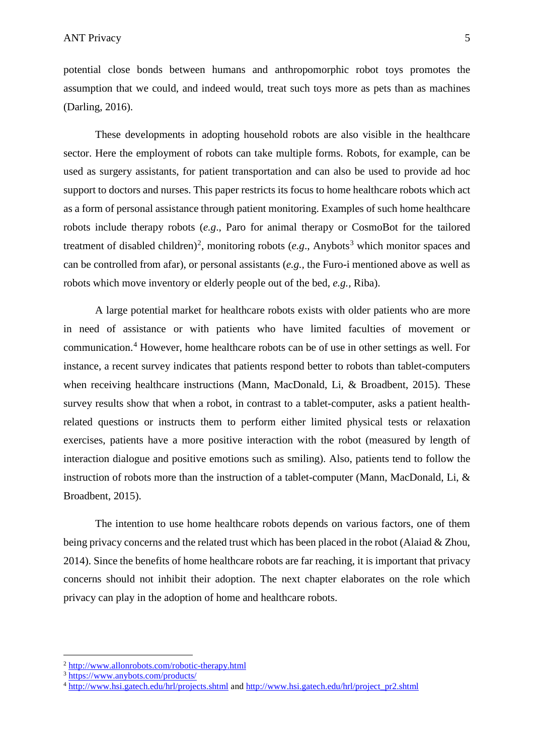potential close bonds between humans and anthropomorphic robot toys promotes the assumption that we could, and indeed would, treat such toys more as pets than as machines (Darling, 2016).

These developments in adopting household robots are also visible in the healthcare sector. Here the employment of robots can take multiple forms. Robots, for example, can be used as surgery assistants, for patient transportation and can also be used to provide ad hoc support to doctors and nurses. This paper restricts its focus to home healthcare robots which act as a form of personal assistance through patient monitoring. Examples of such home healthcare robots include therapy robots (*e.g*., Paro for animal therapy or CosmoBot for the tailored treatment of disabled children)[2], monitoring robots (*e.g*., Anybots[3] which monitor spaces and can be controlled from afar), or personal assistants (*e.g.*, the Furo-i mentioned above as well as robots which move inventory or elderly people out of the bed, *e.g.*, Riba).

A large potential market for healthcare robots exists with older patients who are more in need of assistance or with patients who have limited faculties of movement or communication.[4] However, home healthcare robots can be of use in other settings as well. For instance, a recent survey indicates that patients respond better to robots than tablet-computers when receiving healthcare instructions (Mann, MacDonald, Li, & Broadbent, 2015). These survey results show that when a robot, in contrast to a tablet-computer, asks a patient health-related questions or instructs them to perform either limited physical tests or relaxation exercises, patients have a more positive interaction with the robot (measured by length of interaction dialogue and positive emotions such as smiling). Also, patients tend to follow the instruction of robots more than the instruction of a tablet-computer (Mann, MacDonald, Li, & Broadbent, 2015).

The intention to use home healthcare robots depends on various factors, one of them being privacy concerns and the related trust which has been placed in the robot (Alaiad & Zhou, 2014). Since the benefits of home healthcare robots are far reaching, it is important that privacy concerns should not inhibit their adoption. The next chapter elaborates on the role which privacy can play in the adoption of home and healthcare robots.

---

[2] http://www.allonrobots.com/robotic-therapy.html

[3] https://www.anybots.com/products/

[4] http://www.hsi.gatech.edu/hrl/projects.shtml and http://www.hsi.gatech.edu/hrl/project_pr2.shtml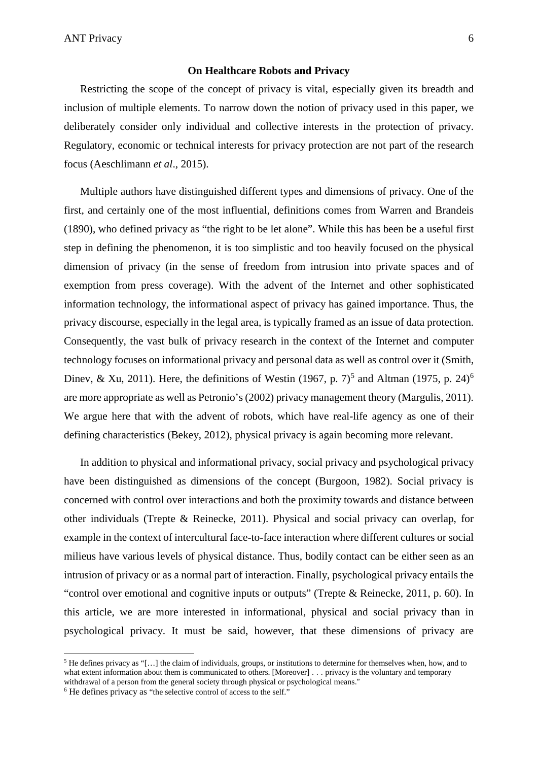### On Healthcare Robots and Privacy

Restricting the scope of the concept of privacy is vital, especially given its breadth and inclusion of multiple elements. To narrow down the notion of privacy used in this paper, we deliberately consider only individual and collective interests in the protection of privacy. Regulatory, economic or technical interests for privacy protection are not part of the research focus (Aeschlimann *et al*., 2015).

Multiple authors have distinguished different types and dimensions of privacy. One of the first, and certainly one of the most influential, definitions comes from Warren and Brandeis (1890), who defined privacy as "the right to be let alone". While this has been be a useful first step in defining the phenomenon, it is too simplistic and too heavily focused on the physical dimension of privacy (in the sense of freedom from intrusion into private spaces and of exemption from press coverage). With the advent of the Internet and other sophisticated information technology, the informational aspect of privacy has gained importance. Thus, the privacy discourse, especially in the legal area, is typically framed as an issue of data protection. Consequently, the vast bulk of privacy research in the context of the Internet and computer technology focuses on informational privacy and personal data as well as control over it (Smith, Dinev, & Xu, 2011). Here, the definitions of Westin (1967, p. 7)[5] and Altman (1975, p. 24)[6] are more appropriate as well as Petronio's (2002) privacy management theory (Margulis, 2011). We argue here that with the advent of robots, which have real-life agency as one of their defining characteristics (Bekey, 2012), physical privacy is again becoming more relevant.

In addition to physical and informational privacy, social privacy and psychological privacy have been distinguished as dimensions of the concept (Burgoon, 1982). Social privacy is concerned with control over interactions and both the proximity towards and distance between other individuals (Trepte & Reinecke, 2011). Physical and social privacy can overlap, for example in the context of intercultural face-to-face interaction where different cultures or social milieus have various levels of physical distance. Thus, bodily contact can be either seen as an intrusion of privacy or as a normal part of interaction. Finally, psychological privacy entails the "control over emotional and cognitive inputs or outputs" (Trepte & Reinecke, 2011, p. 60). In this article, we are more interested in informational, physical and social privacy than in psychological privacy. It must be said, however, that these dimensions of privacy are

---

[5] He defines privacy as "[…] the claim of individuals, groups, or institutions to determine for themselves when, how, and to what extent information about them is communicated to others. [Moreover] . . . privacy is the voluntary and temporary withdrawal of a person from the general society through physical or psychological means."

[6] He defines privacy as "the selective control of access to the self."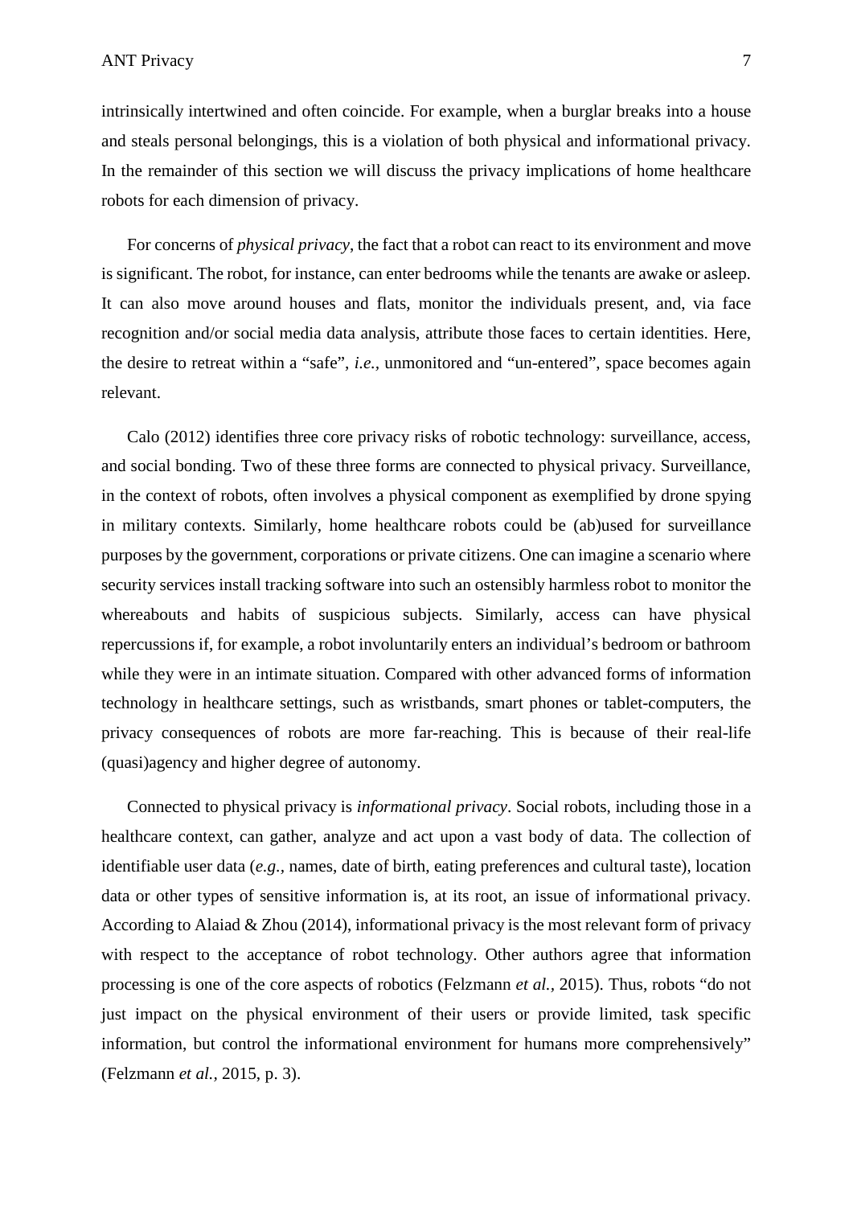intrinsically intertwined and often coincide. For example, when a burglar breaks into a house and steals personal belongings, this is a violation of both physical and informational privacy. In the remainder of this section we will discuss the privacy implications of home healthcare robots for each dimension of privacy.

For concerns of *physical privacy*, the fact that a robot can react to its environment and move is significant. The robot, for instance, can enter bedrooms while the tenants are awake or asleep. It can also move around houses and flats, monitor the individuals present, and, via face recognition and/or social media data analysis, attribute those faces to certain identities. Here, the desire to retreat within a "safe", *i.e.*, unmonitored and "un-entered", space becomes again relevant.

Calo (2012) identifies three core privacy risks of robotic technology: surveillance, access, and social bonding. Two of these three forms are connected to physical privacy. Surveillance, in the context of robots, often involves a physical component as exemplified by drone spying in military contexts. Similarly, home healthcare robots could be (ab)used for surveillance purposes by the government, corporations or private citizens. One can imagine a scenario where security services install tracking software into such an ostensibly harmless robot to monitor the whereabouts and habits of suspicious subjects. Similarly, access can have physical repercussions if, for example, a robot involuntarily enters an individual's bedroom or bathroom while they were in an intimate situation. Compared with other advanced forms of information technology in healthcare settings, such as wristbands, smart phones or tablet-computers, the privacy consequences of robots are more far-reaching. This is because of their real-life (quasi)agency and higher degree of autonomy.

Connected to physical privacy is *informational privacy*. Social robots, including those in a healthcare context, can gather, analyze and act upon a vast body of data. The collection of identifiable user data (*e.g.*, names, date of birth, eating preferences and cultural taste), location data or other types of sensitive information is, at its root, an issue of informational privacy. According to Alaiad & Zhou (2014), informational privacy is the most relevant form of privacy with respect to the acceptance of robot technology. Other authors agree that information processing is one of the core aspects of robotics (Felzmann *et al.*, 2015). Thus, robots "do not just impact on the physical environment of their users or provide limited, task specific information, but control the informational environment for humans more comprehensively" (Felzmann *et al.*, 2015, p. 3).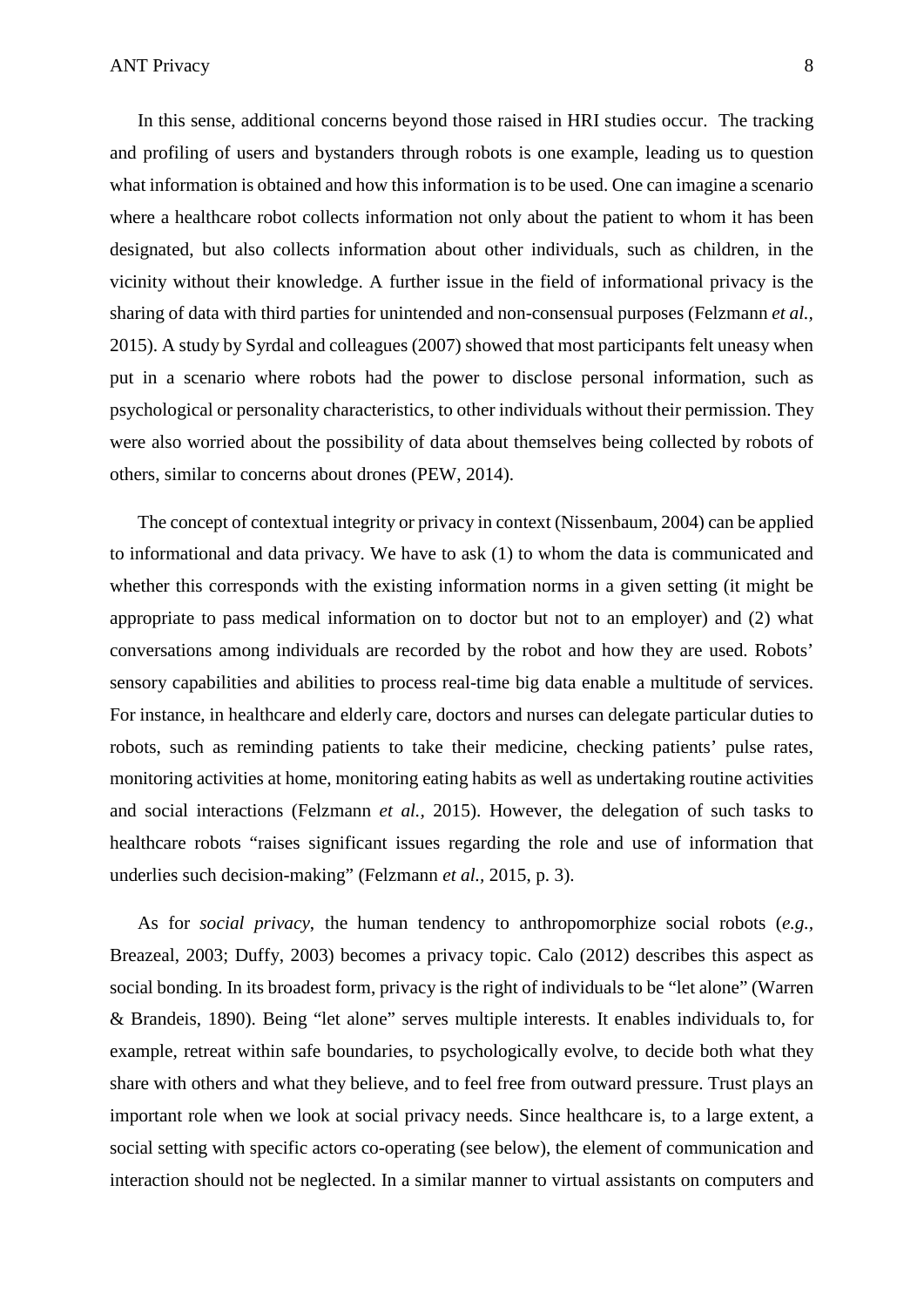In this sense, additional concerns beyond those raised in HRI studies occur. The tracking and profiling of users and bystanders through robots is one example, leading us to question what information is obtained and how this information is to be used. One can imagine a scenario where a healthcare robot collects information not only about the patient to whom it has been designated, but also collects information about other individuals, such as children, in the vicinity without their knowledge. A further issue in the field of informational privacy is the sharing of data with third parties for unintended and non-consensual purposes (Felzmann *et al.,* 2015). A study by Syrdal and colleagues (2007) showed that most participants felt uneasy when put in a scenario where robots had the power to disclose personal information, such as psychological or personality characteristics, to other individuals without their permission. They were also worried about the possibility of data about themselves being collected by robots of others, similar to concerns about drones (PEW, 2014).

The concept of contextual integrity or privacy in context (Nissenbaum, 2004) can be applied to informational and data privacy. We have to ask (1) to whom the data is communicated and whether this corresponds with the existing information norms in a given setting (it might be appropriate to pass medical information on to doctor but not to an employer) and (2) what conversations among individuals are recorded by the robot and how they are used. Robots' sensory capabilities and abilities to process real-time big data enable a multitude of services. For instance, in healthcare and elderly care, doctors and nurses can delegate particular duties to robots, such as reminding patients to take their medicine, checking patients' pulse rates, monitoring activities at home, monitoring eating habits as well as undertaking routine activities and social interactions (Felzmann *et al.,* 2015). However, the delegation of such tasks to healthcare robots "raises significant issues regarding the role and use of information that underlies such decision-making" (Felzmann *et al.,* 2015, p. 3).

As for *social privacy*, the human tendency to anthropomorphize social robots (*e.g.*, Breazeal, 2003; Duffy, 2003) becomes a privacy topic. Calo (2012) describes this aspect as social bonding. In its broadest form, privacy is the right of individuals to be "let alone" (Warren & Brandeis, 1890). Being "let alone" serves multiple interests. It enables individuals to, for example, retreat within safe boundaries, to psychologically evolve, to decide both what they share with others and what they believe, and to feel free from outward pressure. Trust plays an important role when we look at social privacy needs. Since healthcare is, to a large extent, a social setting with specific actors co-operating (see below), the element of communication and interaction should not be neglected. In a similar manner to virtual assistants on computers and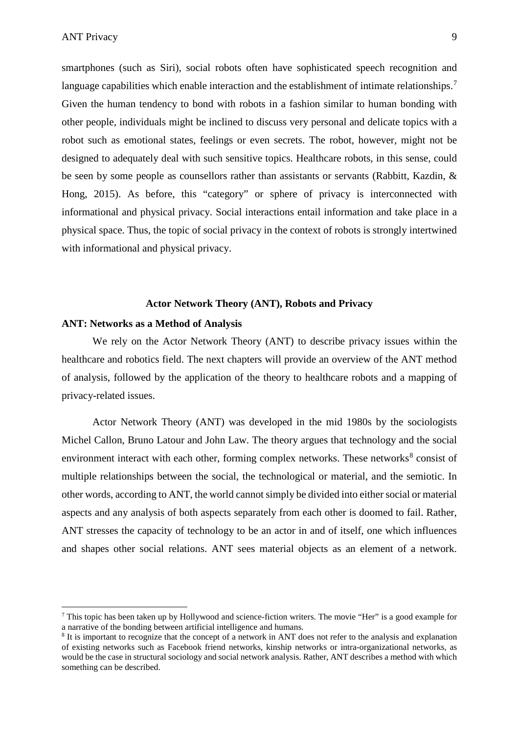smartphones (such as Siri), social robots often have sophisticated speech recognition and language capabilities which enable interaction and the establishment of intimate relationships.[7] Given the human tendency to bond with robots in a fashion similar to human bonding with other people, individuals might be inclined to discuss very personal and delicate topics with a robot such as emotional states, feelings or even secrets. The robot, however, might not be designed to adequately deal with such sensitive topics. Healthcare robots, in this sense, could be seen by some people as counsellors rather than assistants or servants (Rabbitt, Kazdin, & Hong, 2015). As before, this "category" or sphere of privacy is interconnected with informational and physical privacy. Social interactions entail information and take place in a physical space. Thus, the topic of social privacy in the context of robots is strongly intertwined with informational and physical privacy.

## Actor Network Theory (ANT), Robots and Privacy

### ANT: Networks as a Method of Analysis

We rely on the Actor Network Theory (ANT) to describe privacy issues within the healthcare and robotics field. The next chapters will provide an overview of the ANT method of analysis, followed by the application of the theory to healthcare robots and a mapping of privacy-related issues.

Actor Network Theory (ANT) was developed in the mid 1980s by the sociologists Michel Callon, Bruno Latour and John Law. The theory argues that technology and the social environment interact with each other, forming complex networks. These networks[8] consist of multiple relationships between the social, the technological or material, and the semiotic. In other words, according to ANT, the world cannot simply be divided into either social or material aspects and any analysis of both aspects separately from each other is doomed to fail. Rather, ANT stresses the capacity of technology to be an actor in and of itself, one which influences and shapes other social relations. ANT sees material objects as an element of a network.

---

[7] This topic has been taken up by Hollywood and science-fiction writers. The movie "Her" is a good example for a narrative of the bonding between artificial intelligence and humans.

[8] It is important to recognize that the concept of a network in ANT does not refer to the analysis and explanation of existing networks such as Facebook friend networks, kinship networks or intra-organizational networks, as would be the case in structural sociology and social network analysis. Rather, ANT describes a method with which something can be described.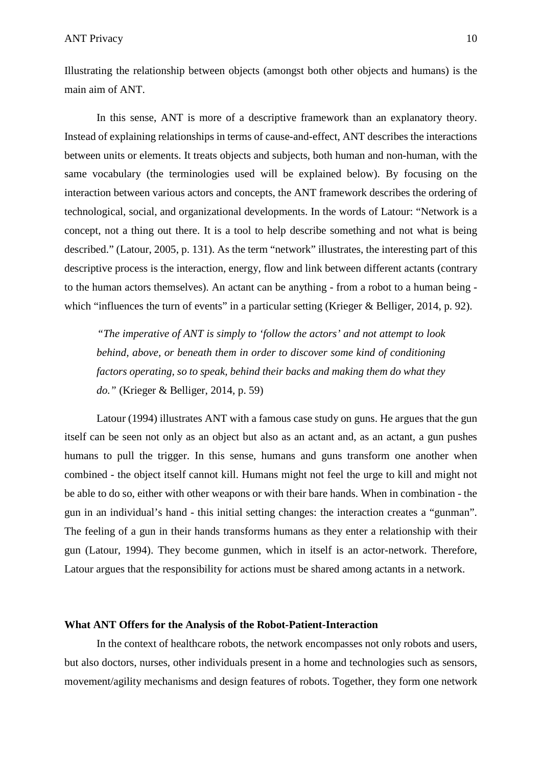Illustrating the relationship between objects (amongst both other objects and humans) is the main aim of ANT.

In this sense, ANT is more of a descriptive framework than an explanatory theory. Instead of explaining relationships in terms of cause-and-effect, ANT describes the interactions between units or elements. It treats objects and subjects, both human and non-human, with the same vocabulary (the terminologies used will be explained below). By focusing on the interaction between various actors and concepts, the ANT framework describes the ordering of technological, social, and organizational developments. In the words of Latour: "Network is a concept, not a thing out there. It is a tool to help describe something and not what is being described." (Latour, 2005, p. 131). As the term "network" illustrates, the interesting part of this descriptive process is the interaction, energy, flow and link between different actants (contrary to the human actors themselves). An actant can be anything - from a robot to a human being - which "influences the turn of events" in a particular setting (Krieger & Belliger, 2014, p. 92).

> *"The imperative of ANT is simply to 'follow the actors' and not attempt to look behind, above, or beneath them in order to discover some kind of conditioning factors operating, so to speak, behind their backs and making them do what they do."* (Krieger & Belliger, 2014, p. 59)

Latour (1994) illustrates ANT with a famous case study on guns. He argues that the gun itself can be seen not only as an object but also as an actant and, as an actant, a gun pushes humans to pull the trigger. In this sense, humans and guns transform one another when combined - the object itself cannot kill. Humans might not feel the urge to kill and might not be able to do so, either with other weapons or with their bare hands. When in combination - the gun in an individual's hand - this initial setting changes: the interaction creates a "gunman". The feeling of a gun in their hands transforms humans as they enter a relationship with their gun (Latour, 1994). They become gunmen, which in itself is an actor-network. Therefore, Latour argues that the responsibility for actions must be shared among actants in a network.

### What ANT Offers for the Analysis of the Robot-Patient-Interaction

In the context of healthcare robots, the network encompasses not only robots and users, but also doctors, nurses, other individuals present in a home and technologies such as sensors, movement/agility mechanisms and design features of robots. Together, they form one network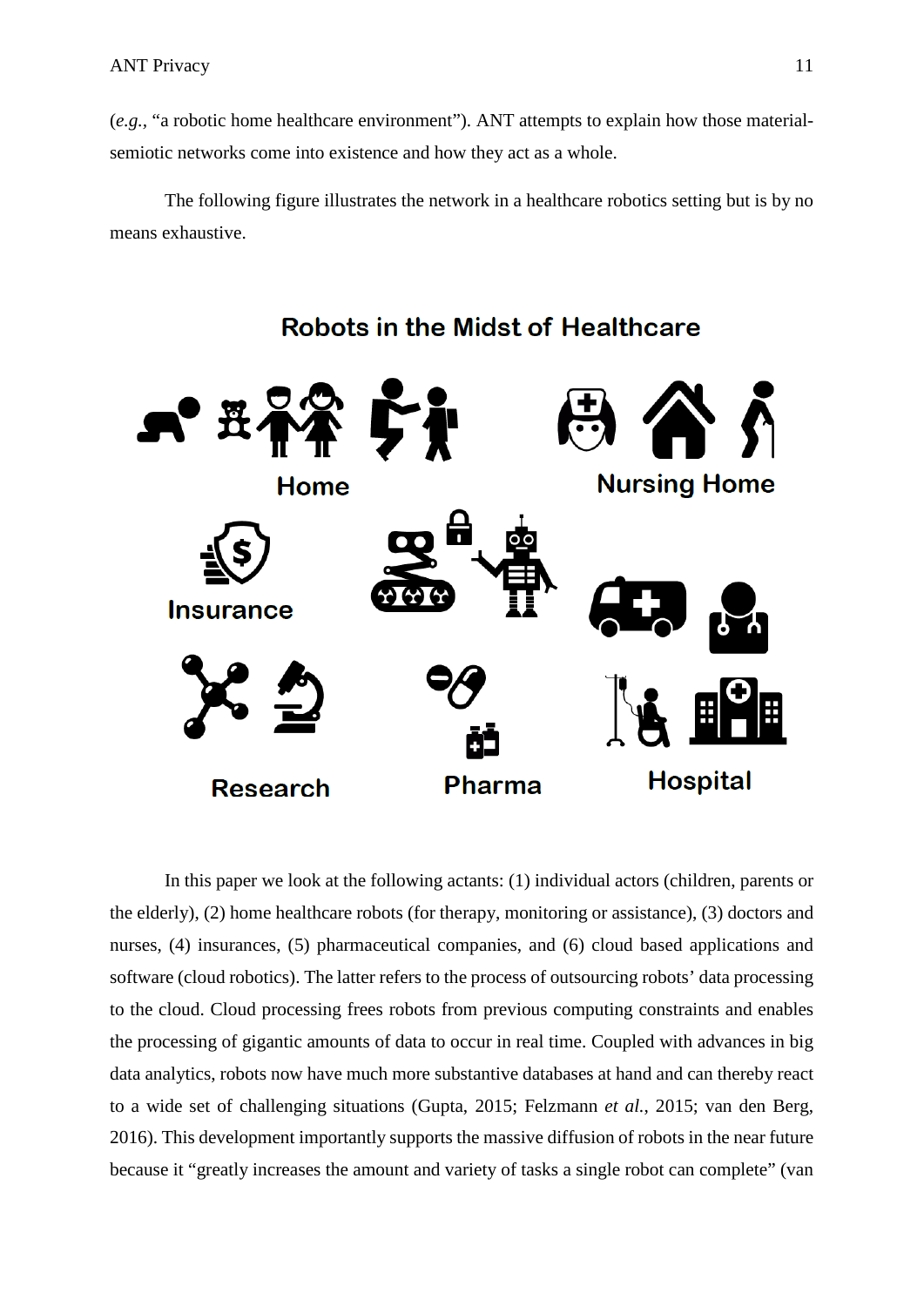(*e.g.*, “a robotic home healthcare environment”). ANT attempts to explain how those material-semiotic networks come into existence and how they act as a whole.

The following figure illustrates the network in a healthcare robotics setting but is by no means exhaustive.

**Robots in the Midst of Healthcare**

Home

Nursing Home

Insurance

Research

Pharma

Hospital

In this paper we look at the following actants: (1) individual actors (children, parents or the elderly), (2) home healthcare robots (for therapy, monitoring or assistance), (3) doctors and nurses, (4) insurances, (5) pharmaceutical companies, and (6) cloud based applications and software (cloud robotics). The latter refers to the process of outsourcing robots’ data processing to the cloud. Cloud processing frees robots from previous computing constraints and enables the processing of gigantic amounts of data to occur in real time. Coupled with advances in big data analytics, robots now have much more substantive databases at hand and can thereby react to a wide set of challenging situations (Gupta, 2015; Felzmann *et al.*, 2015; van den Berg, 2016). This development importantly supports the massive diffusion of robots in the near future because it “greatly increases the amount and variety of tasks a single robot can complete” (van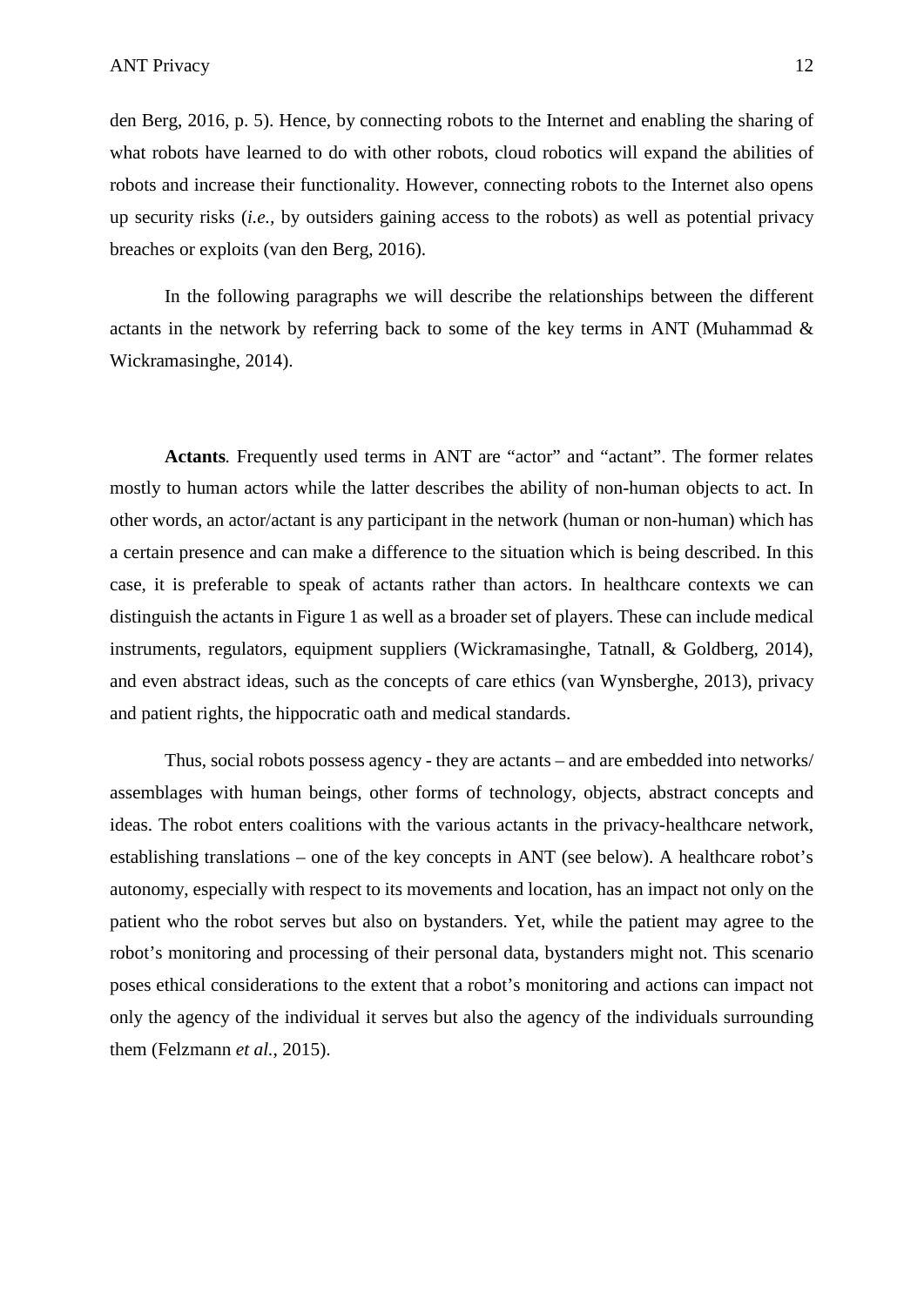den Berg, 2016, p. 5). Hence, by connecting robots to the Internet and enabling the sharing of what robots have learned to do with other robots, cloud robotics will expand the abilities of robots and increase their functionality. However, connecting robots to the Internet also opens up security risks (*i.e.,* by outsiders gaining access to the robots) as well as potential privacy breaches or exploits (van den Berg, 2016).

In the following paragraphs we will describe the relationships between the different actants in the network by referring back to some of the key terms in ANT (Muhammad & Wickramasinghe, 2014).

**Actants***.* Frequently used terms in ANT are "actor" and "actant". The former relates mostly to human actors while the latter describes the ability of non-human objects to act. In other words, an actor/actant is any participant in the network (human or non-human) which has a certain presence and can make a difference to the situation which is being described. In this case, it is preferable to speak of actants rather than actors. In healthcare contexts we can distinguish the actants in Figure 1 as well as a broader set of players. These can include medical instruments, regulators, equipment suppliers (Wickramasinghe, Tatnall, & Goldberg, 2014), and even abstract ideas, such as the concepts of care ethics (van Wynsberghe, 2013), privacy and patient rights, the hippocratic oath and medical standards.

Thus, social robots possess agency - they are actants – and are embedded into networks/ assemblages with human beings, other forms of technology, objects, abstract concepts and ideas. The robot enters coalitions with the various actants in the privacy-healthcare network, establishing translations – one of the key concepts in ANT (see below). A healthcare robot's autonomy, especially with respect to its movements and location, has an impact not only on the patient who the robot serves but also on bystanders. Yet, while the patient may agree to the robot's monitoring and processing of their personal data, bystanders might not. This scenario poses ethical considerations to the extent that a robot's monitoring and actions can impact not only the agency of the individual it serves but also the agency of the individuals surrounding them (Felzmann *et al.*, 2015).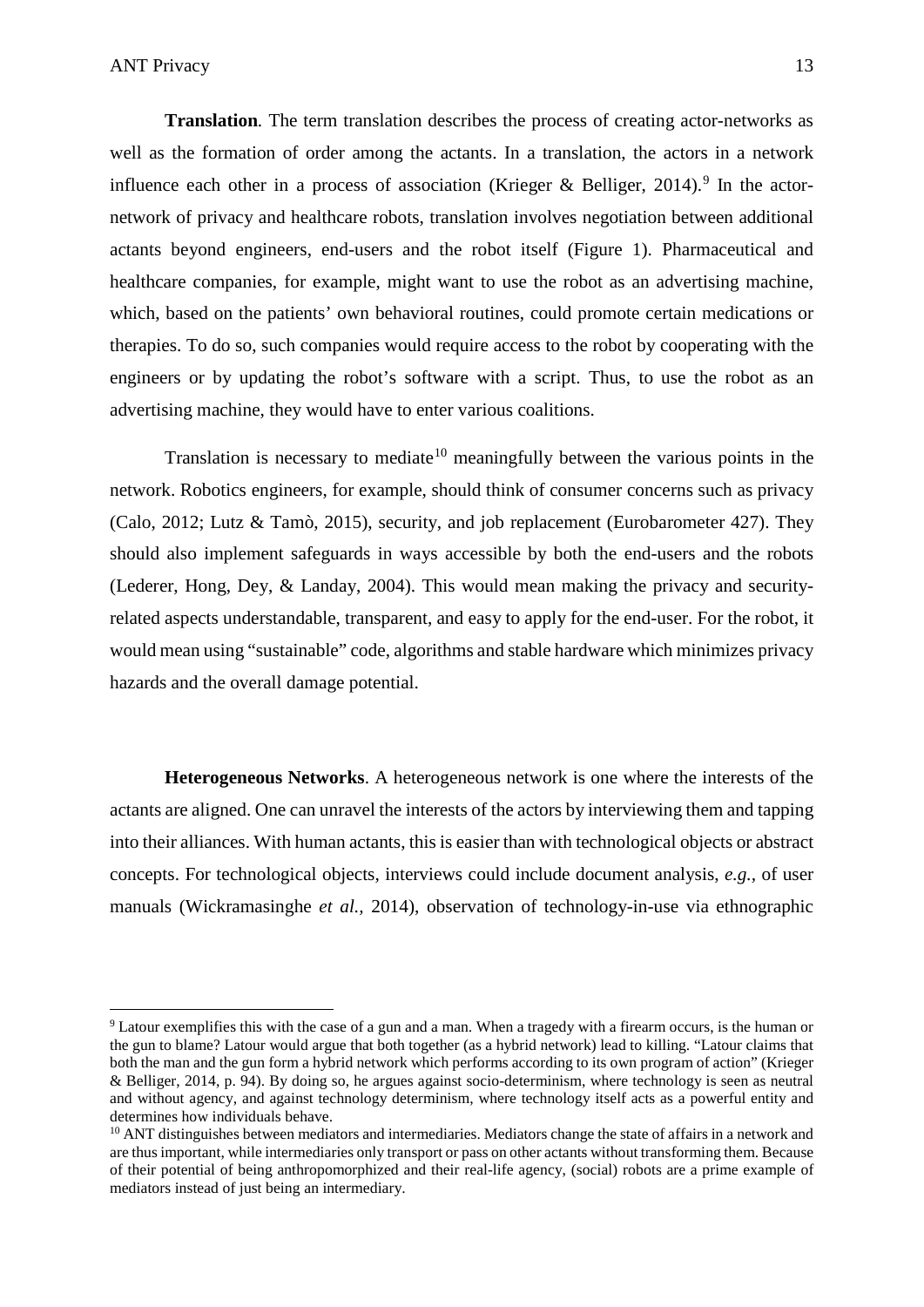**Translation**. The term translation describes the process of creating actor-networks as well as the formation of order among the actants. In a translation, the actors in a network influence each other in a process of association (Krieger & Belliger, 2014).[9] In the actor-network of privacy and healthcare robots, translation involves negotiation between additional actants beyond engineers, end-users and the robot itself (Figure 1). Pharmaceutical and healthcare companies, for example, might want to use the robot as an advertising machine, which, based on the patients' own behavioral routines, could promote certain medications or therapies. To do so, such companies would require access to the robot by cooperating with the engineers or by updating the robot's software with a script. Thus, to use the robot as an advertising machine, they would have to enter various coalitions.

Translation is necessary to mediate[10] meaningfully between the various points in the network. Robotics engineers, for example, should think of consumer concerns such as privacy (Calo, 2012; Lutz & Tamò, 2015), security, and job replacement (Eurobarometer 427). They should also implement safeguards in ways accessible by both the end-users and the robots (Lederer, Hong, Dey, & Landay, 2004). This would mean making the privacy and security-related aspects understandable, transparent, and easy to apply for the end-user. For the robot, it would mean using "sustainable" code, algorithms and stable hardware which minimizes privacy hazards and the overall damage potential.

**Heterogeneous Networks**. A heterogeneous network is one where the interests of the actants are aligned. One can unravel the interests of the actors by interviewing them and tapping into their alliances. With human actants, this is easier than with technological objects or abstract concepts. For technological objects, interviews could include document analysis, *e.g.*, of user manuals (Wickramasinghe *et al.*, 2014), observation of technology-in-use via ethnographic

---

[9] Latour exemplifies this with the case of a gun and a man. When a tragedy with a firearm occurs, is the human or the gun to blame? Latour would argue that both together (as a hybrid network) lead to killing. "Latour claims that both the man and the gun form a hybrid network which performs according to its own program of action" (Krieger & Belliger, 2014, p. 94). By doing so, he argues against socio-determinism, where technology is seen as neutral and without agency, and against technology determinism, where technology itself acts as a powerful entity and determines how individuals behave.

[10] ANT distinguishes between mediators and intermediaries. Mediators change the state of affairs in a network and are thus important, while intermediaries only transport or pass on other actants without transforming them. Because of their potential of being anthropomorphized and their real-life agency, (social) robots are a prime example of mediators instead of just being an intermediary.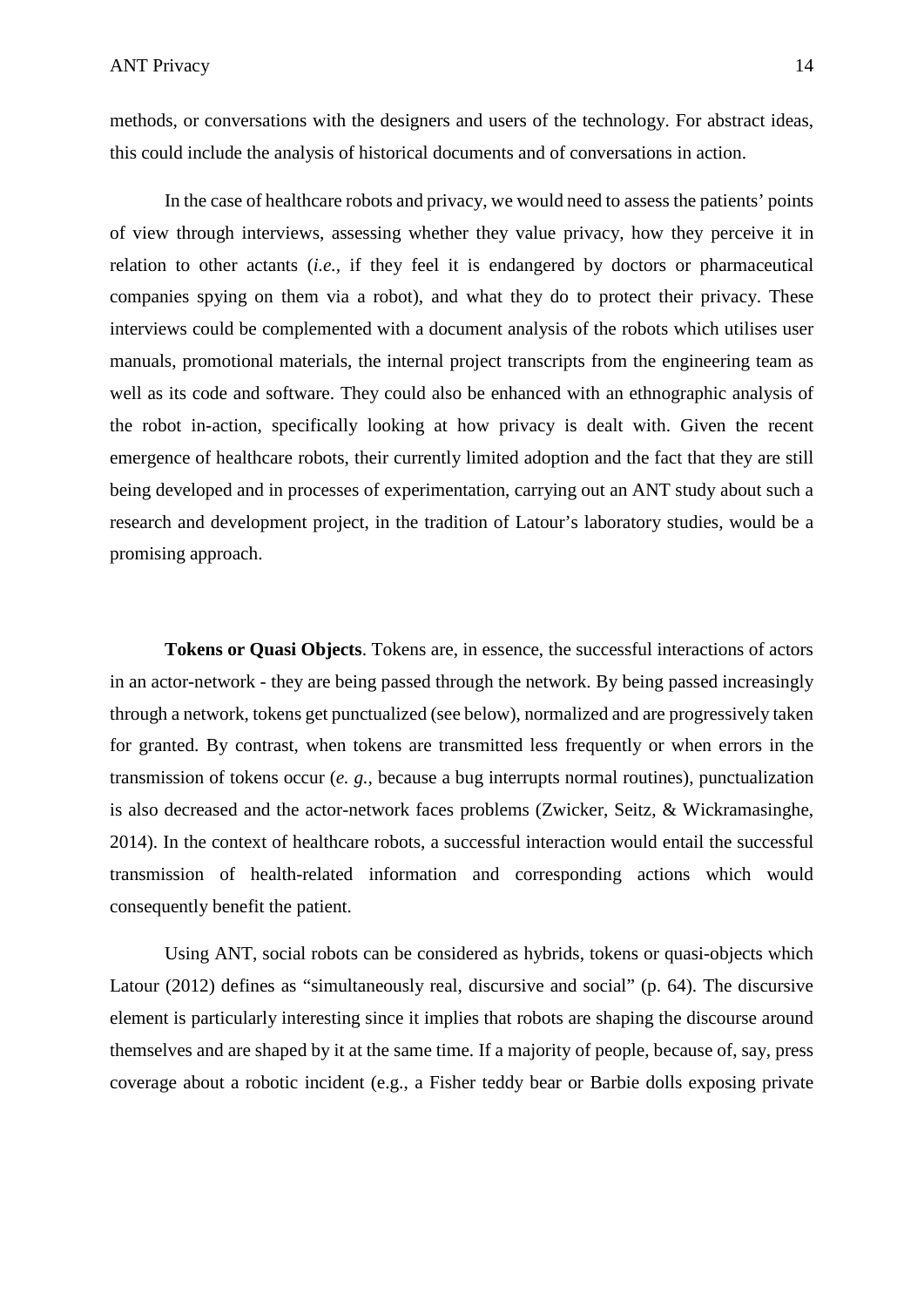methods, or conversations with the designers and users of the technology. For abstract ideas, this could include the analysis of historical documents and of conversations in action.

In the case of healthcare robots and privacy, we would need to assess the patients' points of view through interviews, assessing whether they value privacy, how they perceive it in relation to other actants (*i.e.,* if they feel it is endangered by doctors or pharmaceutical companies spying on them via a robot), and what they do to protect their privacy. These interviews could be complemented with a document analysis of the robots which utilises user manuals, promotional materials, the internal project transcripts from the engineering team as well as its code and software. They could also be enhanced with an ethnographic analysis of the robot in-action, specifically looking at how privacy is dealt with. Given the recent emergence of healthcare robots, their currently limited adoption and the fact that they are still being developed and in processes of experimentation, carrying out an ANT study about such a research and development project, in the tradition of Latour's laboratory studies, would be a promising approach.

**Tokens or Quasi Objects**. Tokens are, in essence, the successful interactions of actors in an actor-network - they are being passed through the network. By being passed increasingly through a network, tokens get punctualized (see below), normalized and are progressively taken for granted. By contrast, when tokens are transmitted less frequently or when errors in the transmission of tokens occur (*e. g.,* because a bug interrupts normal routines), punctualization is also decreased and the actor-network faces problems (Zwicker, Seitz, & Wickramasinghe, 2014). In the context of healthcare robots, a successful interaction would entail the successful transmission of health-related information and corresponding actions which would consequently benefit the patient.

Using ANT, social robots can be considered as hybrids, tokens or quasi-objects which Latour (2012) defines as "simultaneously real, discursive and social" (p. 64). The discursive element is particularly interesting since it implies that robots are shaping the discourse around themselves and are shaped by it at the same time. If a majority of people, because of, say, press coverage about a robotic incident (e.g., a Fisher teddy bear or Barbie dolls exposing private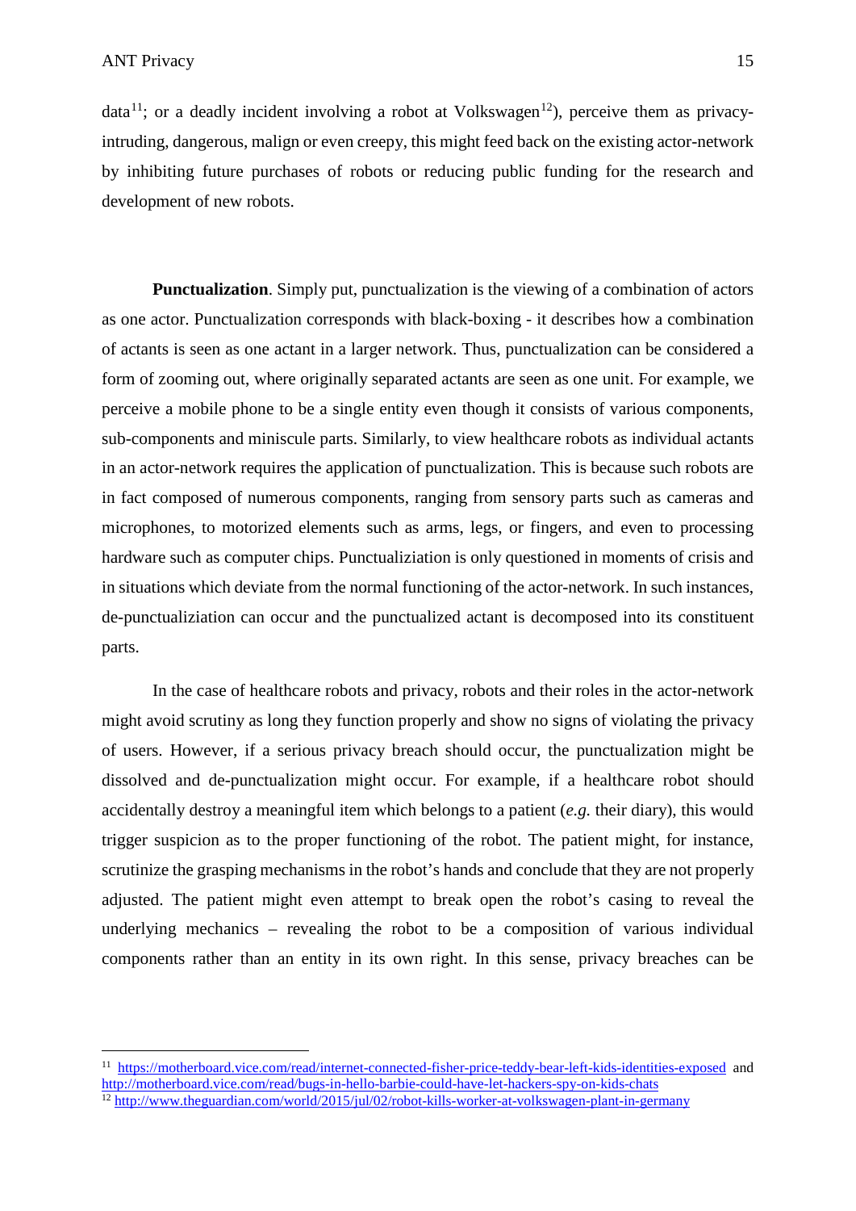data[11]; or a deadly incident involving a robot at Volkswagen[12]), perceive them as privacy-intruding, dangerous, malign or even creepy, this might feed back on the existing actor-network by inhibiting future purchases of robots or reducing public funding for the research and development of new robots.

**Punctualization**. Simply put, punctualization is the viewing of a combination of actors as one actor. Punctualization corresponds with black-boxing - it describes how a combination of actants is seen as one actant in a larger network. Thus, punctualization can be considered a form of zooming out, where originally separated actants are seen as one unit. For example, we perceive a mobile phone to be a single entity even though it consists of various components, sub-components and miniscule parts. Similarly, to view healthcare robots as individual actants in an actor-network requires the application of punctualization. This is because such robots are in fact composed of numerous components, ranging from sensory parts such as cameras and microphones, to motorized elements such as arms, legs, or fingers, and even to processing hardware such as computer chips. Punctualiziation is only questioned in moments of crisis and in situations which deviate from the normal functioning of the actor-network. In such instances, de-punctualiziation can occur and the punctualized actant is decomposed into its constituent parts.

In the case of healthcare robots and privacy, robots and their roles in the actor-network might avoid scrutiny as long they function properly and show no signs of violating the privacy of users. However, if a serious privacy breach should occur, the punctualization might be dissolved and de-punctualization might occur. For example, if a healthcare robot should accidentally destroy a meaningful item which belongs to a patient (*e.g.* their diary), this would trigger suspicion as to the proper functioning of the robot. The patient might, for instance, scrutinize the grasping mechanisms in the robot's hands and conclude that they are not properly adjusted. The patient might even attempt to break open the robot's casing to reveal the underlying mechanics – revealing the robot to be a composition of various individual components rather than an entity in its own right. In this sense, privacy breaches can be

[11] https://motherboard.vice.com/read/internet-connected-fisher-price-teddy-bear-left-kids-identities-exposed and http://motherboard.vice.com/read/bugs-in-hello-barbie-could-have-let-hackers-spy-on-kids-chats

[12] http://www.theguardian.com/world/2015/jul/02/robot-kills-worker-at-volkswagen-plant-in-germany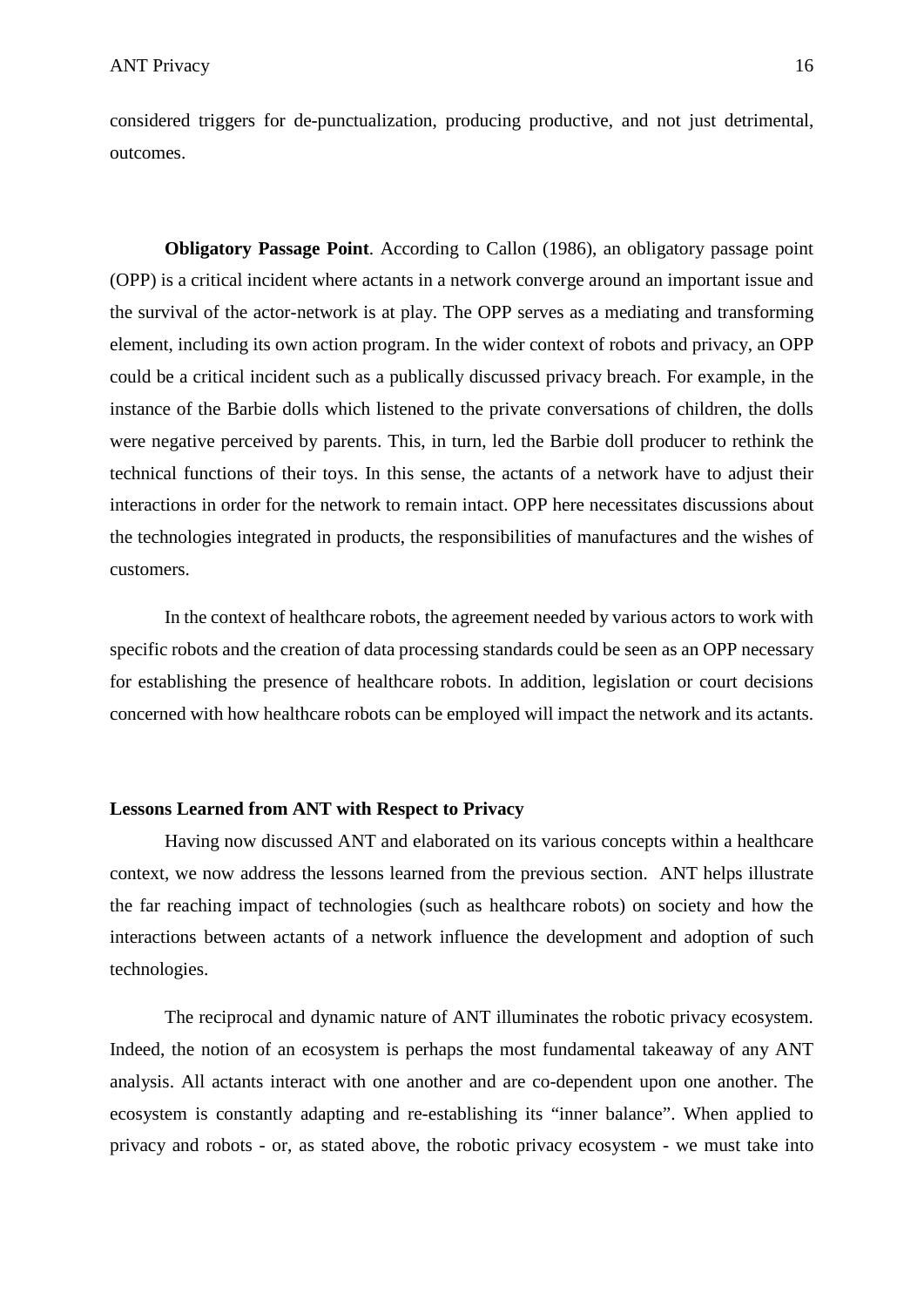considered triggers for de-punctualization, producing productive, and not just detrimental, outcomes.

**Obligatory Passage Point**. According to Callon (1986), an obligatory passage point (OPP) is a critical incident where actants in a network converge around an important issue and the survival of the actor-network is at play. The OPP serves as a mediating and transforming element, including its own action program. In the wider context of robots and privacy, an OPP could be a critical incident such as a publically discussed privacy breach. For example, in the instance of the Barbie dolls which listened to the private conversations of children, the dolls were negative perceived by parents. This, in turn, led the Barbie doll producer to rethink the technical functions of their toys. In this sense, the actants of a network have to adjust their interactions in order for the network to remain intact. OPP here necessitates discussions about the technologies integrated in products, the responsibilities of manufactures and the wishes of customers.

In the context of healthcare robots, the agreement needed by various actors to work with specific robots and the creation of data processing standards could be seen as an OPP necessary for establishing the presence of healthcare robots. In addition, legislation or court decisions concerned with how healthcare robots can be employed will impact the network and its actants.

**Lessons Learned from ANT with Respect to Privacy**

Having now discussed ANT and elaborated on its various concepts within a healthcare context, we now address the lessons learned from the previous section. ANT helps illustrate the far reaching impact of technologies (such as healthcare robots) on society and how the interactions between actants of a network influence the development and adoption of such technologies.

The reciprocal and dynamic nature of ANT illuminates the robotic privacy ecosystem. Indeed, the notion of an ecosystem is perhaps the most fundamental takeaway of any ANT analysis. All actants interact with one another and are co-dependent upon one another. The ecosystem is constantly adapting and re-establishing its "inner balance". When applied to privacy and robots - or, as stated above, the robotic privacy ecosystem - we must take into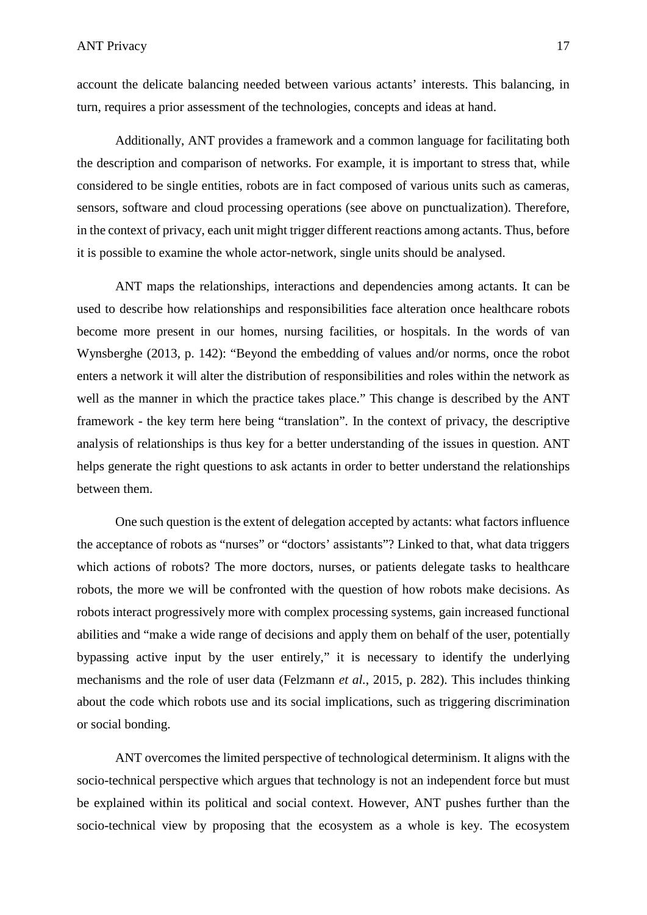account the delicate balancing needed between various actants' interests. This balancing, in turn, requires a prior assessment of the technologies, concepts and ideas at hand.

Additionally, ANT provides a framework and a common language for facilitating both the description and comparison of networks. For example, it is important to stress that, while considered to be single entities, robots are in fact composed of various units such as cameras, sensors, software and cloud processing operations (see above on punctualization). Therefore, in the context of privacy, each unit might trigger different reactions among actants. Thus, before it is possible to examine the whole actor-network, single units should be analysed.

ANT maps the relationships, interactions and dependencies among actants. It can be used to describe how relationships and responsibilities face alteration once healthcare robots become more present in our homes, nursing facilities, or hospitals. In the words of van Wynsberghe (2013, p. 142): "Beyond the embedding of values and/or norms, once the robot enters a network it will alter the distribution of responsibilities and roles within the network as well as the manner in which the practice takes place." This change is described by the ANT framework - the key term here being "translation". In the context of privacy, the descriptive analysis of relationships is thus key for a better understanding of the issues in question. ANT helps generate the right questions to ask actants in order to better understand the relationships between them.

One such question is the extent of delegation accepted by actants: what factors influence the acceptance of robots as "nurses" or "doctors' assistants"? Linked to that, what data triggers which actions of robots? The more doctors, nurses, or patients delegate tasks to healthcare robots, the more we will be confronted with the question of how robots make decisions. As robots interact progressively more with complex processing systems, gain increased functional abilities and "make a wide range of decisions and apply them on behalf of the user, potentially bypassing active input by the user entirely," it is necessary to identify the underlying mechanisms and the role of user data (Felzmann *et al.*, 2015, p. 282). This includes thinking about the code which robots use and its social implications, such as triggering discrimination or social bonding.

ANT overcomes the limited perspective of technological determinism. It aligns with the socio-technical perspective which argues that technology is not an independent force but must be explained within its political and social context. However, ANT pushes further than the socio-technical view by proposing that the ecosystem as a whole is key. The ecosystem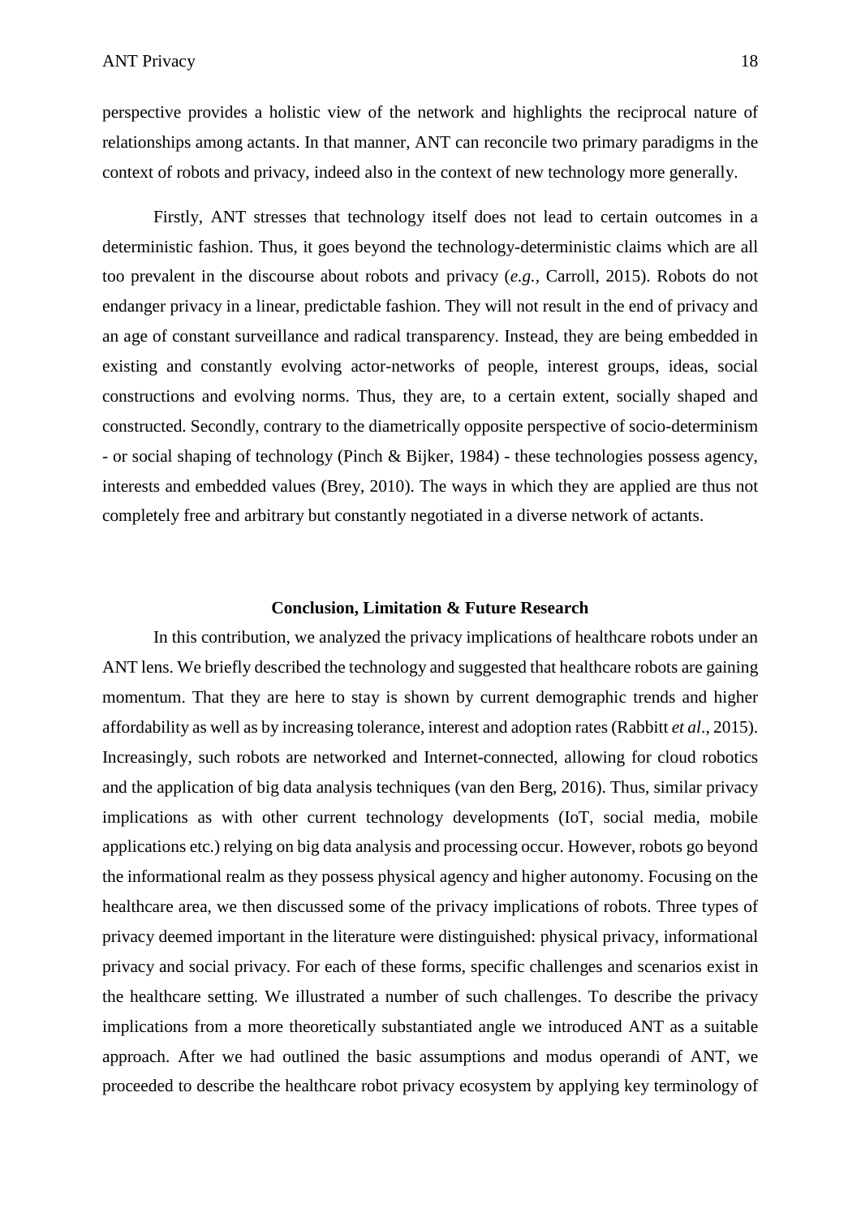perspective provides a holistic view of the network and highlights the reciprocal nature of relationships among actants. In that manner, ANT can reconcile two primary paradigms in the context of robots and privacy, indeed also in the context of new technology more generally.

Firstly, ANT stresses that technology itself does not lead to certain outcomes in a deterministic fashion. Thus, it goes beyond the technology-deterministic claims which are all too prevalent in the discourse about robots and privacy (*e.g.*, Carroll, 2015). Robots do not endanger privacy in a linear, predictable fashion. They will not result in the end of privacy and an age of constant surveillance and radical transparency. Instead, they are being embedded in existing and constantly evolving actor-networks of people, interest groups, ideas, social constructions and evolving norms. Thus, they are, to a certain extent, socially shaped and constructed. Secondly, contrary to the diametrically opposite perspective of socio-determinism - or social shaping of technology (Pinch & Bijker, 1984) - these technologies possess agency, interests and embedded values (Brey, 2010). The ways in which they are applied are thus not completely free and arbitrary but constantly negotiated in a diverse network of actants.

## Conclusion, Limitation & Future Research

In this contribution, we analyzed the privacy implications of healthcare robots under an ANT lens. We briefly described the technology and suggested that healthcare robots are gaining momentum. That they are here to stay is shown by current demographic trends and higher affordability as well as by increasing tolerance, interest and adoption rates (Rabbitt *et al*., 2015). Increasingly, such robots are networked and Internet-connected, allowing for cloud robotics and the application of big data analysis techniques (van den Berg, 2016). Thus, similar privacy implications as with other current technology developments (IoT, social media, mobile applications etc.) relying on big data analysis and processing occur. However, robots go beyond the informational realm as they possess physical agency and higher autonomy. Focusing on the healthcare area, we then discussed some of the privacy implications of robots. Three types of privacy deemed important in the literature were distinguished: physical privacy, informational privacy and social privacy. For each of these forms, specific challenges and scenarios exist in the healthcare setting. We illustrated a number of such challenges. To describe the privacy implications from a more theoretically substantiated angle we introduced ANT as a suitable approach. After we had outlined the basic assumptions and modus operandi of ANT, we proceeded to describe the healthcare robot privacy ecosystem by applying key terminology of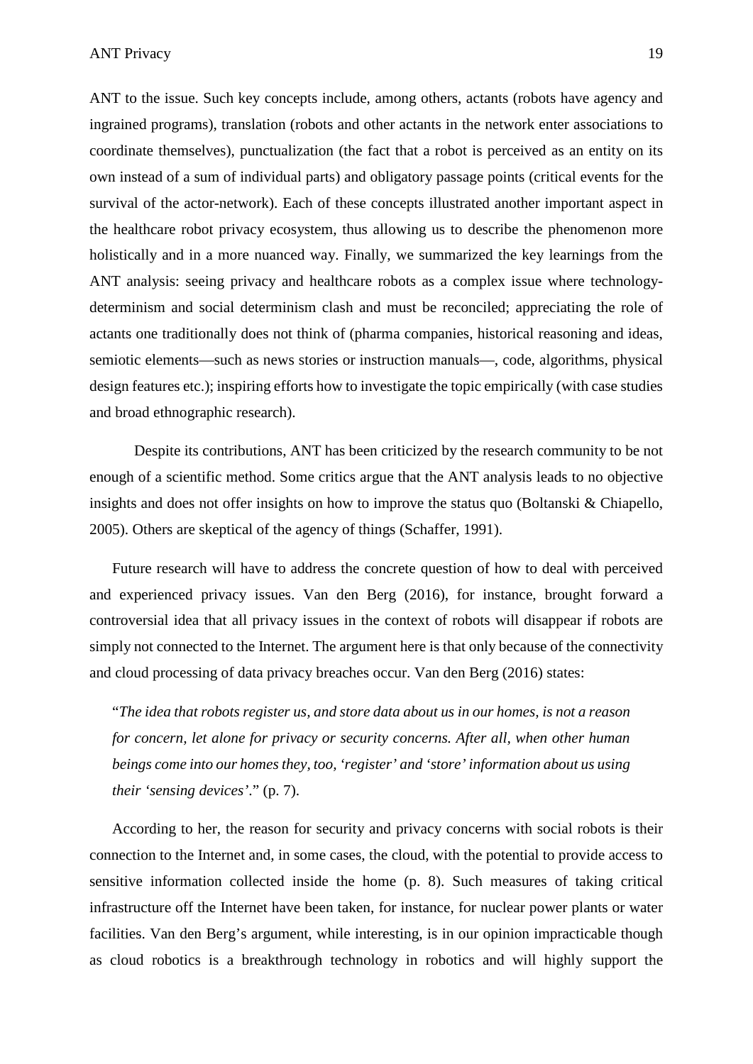ANT to the issue. Such key concepts include, among others, actants (robots have agency and ingrained programs), translation (robots and other actants in the network enter associations to coordinate themselves), punctualization (the fact that a robot is perceived as an entity on its own instead of a sum of individual parts) and obligatory passage points (critical events for the survival of the actor-network). Each of these concepts illustrated another important aspect in the healthcare robot privacy ecosystem, thus allowing us to describe the phenomenon more holistically and in a more nuanced way. Finally, we summarized the key learnings from the ANT analysis: seeing privacy and healthcare robots as a complex issue where technology-determinism and social determinism clash and must be reconciled; appreciating the role of actants one traditionally does not think of (pharma companies, historical reasoning and ideas, semiotic elements—such as news stories or instruction manuals—, code, algorithms, physical design features etc.); inspiring efforts how to investigate the topic empirically (with case studies and broad ethnographic research).

Despite its contributions, ANT has been criticized by the research community to be not enough of a scientific method. Some critics argue that the ANT analysis leads to no objective insights and does not offer insights on how to improve the status quo (Boltanski & Chiapello, 2005). Others are skeptical of the agency of things (Schaffer, 1991).

Future research will have to address the concrete question of how to deal with perceived and experienced privacy issues. Van den Berg (2016), for instance, brought forward a controversial idea that all privacy issues in the context of robots will disappear if robots are simply not connected to the Internet. The argument here is that only because of the connectivity and cloud processing of data privacy breaches occur. Van den Berg (2016) states:

> "*The idea that robots register us, and store data about us in our homes, is not a reason for concern, let alone for privacy or security concerns. After all, when other human beings come into our homes they, too, 'register' and 'store' information about us using their 'sensing devices'*." (p. 7).

According to her, the reason for security and privacy concerns with social robots is their connection to the Internet and, in some cases, the cloud, with the potential to provide access to sensitive information collected inside the home (p. 8). Such measures of taking critical infrastructure off the Internet have been taken, for instance, for nuclear power plants or water facilities. Van den Berg's argument, while interesting, is in our opinion impracticable though as cloud robotics is a breakthrough technology in robotics and will highly support the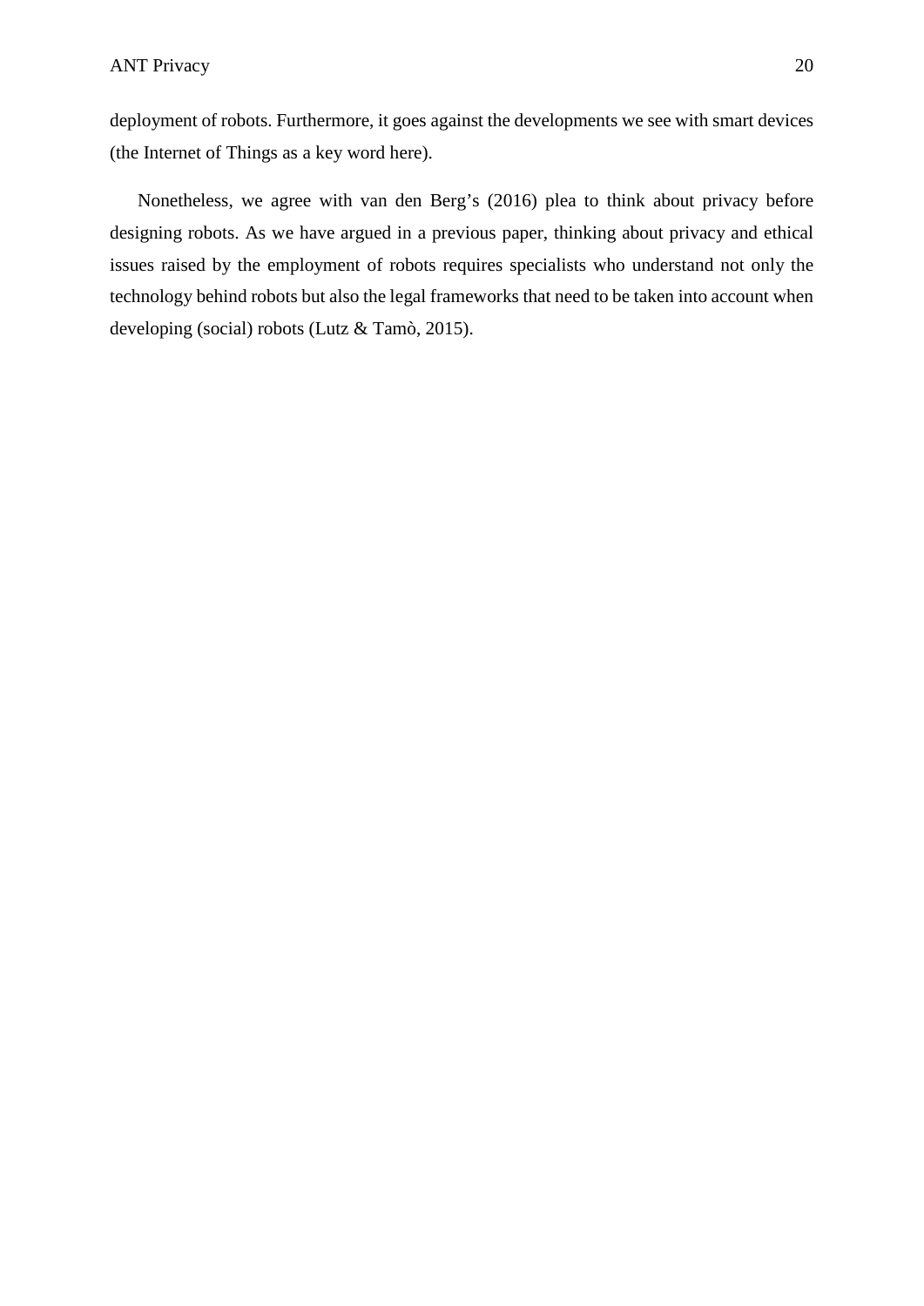deployment of robots. Furthermore, it goes against the developments we see with smart devices (the Internet of Things as a key word here).

Nonetheless, we agree with van den Berg's (2016) plea to think about privacy before designing robots. As we have argued in a previous paper, thinking about privacy and ethical issues raised by the employment of robots requires specialists who understand not only the technology behind robots but also the legal frameworks that need to be taken into account when developing (social) robots (Lutz & Tamò, 2015).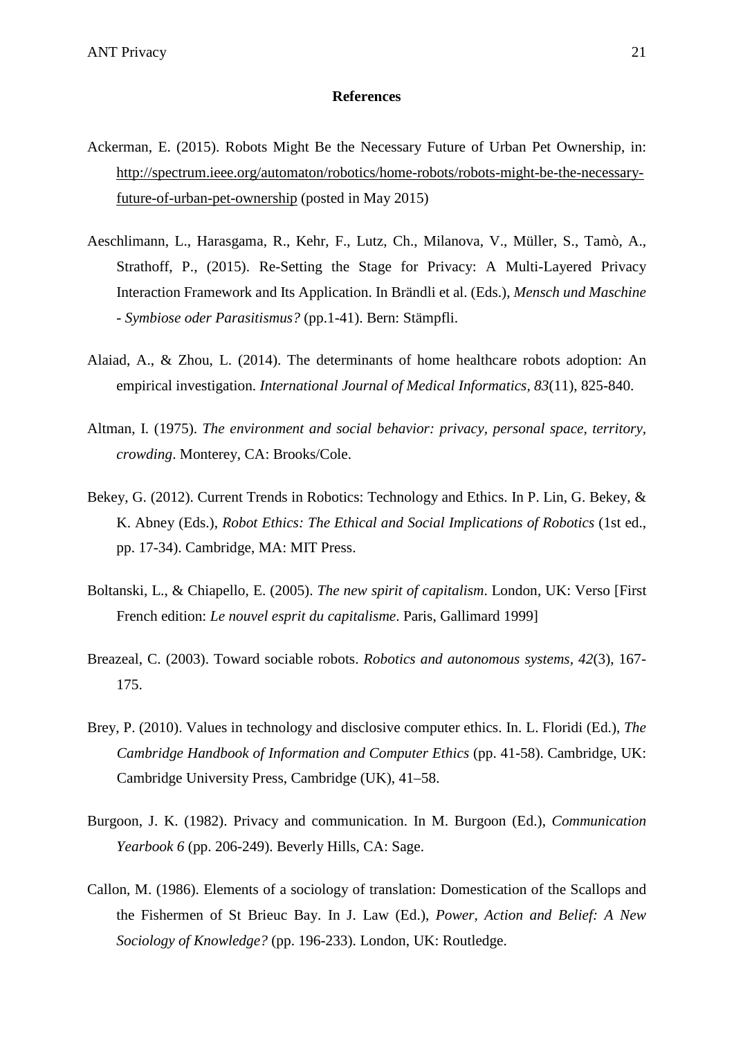**References**

Ackerman, E. (2015). Robots Might Be the Necessary Future of Urban Pet Ownership, in: http://spectrum.ieee.org/automaton/robotics/home-robots/robots-might-be-the-necessary-future-of-urban-pet-ownership (posted in May 2015)

Aeschlimann, L., Harasgama, R., Kehr, F., Lutz, Ch., Milanova, V., Müller, S., Tamò, A., Strathoff, P., (2015). Re-Setting the Stage for Privacy: A Multi-Layered Privacy Interaction Framework and Its Application. In Brändli et al. (Eds.), *Mensch und Maschine - Symbiose oder Parasitismus?* (pp.1-41). Bern: Stämpfli.

Alaiad, A., & Zhou, L. (2014). The determinants of home healthcare robots adoption: An empirical investigation. *International Journal of Medical Informatics*, *83*(11), 825-840.

Altman, I. (1975). *The environment and social behavior: privacy, personal space, territory, crowding*. Monterey, CA: Brooks/Cole.

Bekey, G. (2012). Current Trends in Robotics: Technology and Ethics. In P. Lin, G. Bekey, & K. Abney (Eds.), *Robot Ethics: The Ethical and Social Implications of Robotics* (1st ed., pp. 17-34). Cambridge, MA: MIT Press.

Boltanski, L., & Chiapello, E. (2005). *The new spirit of capitalism*. London, UK: Verso [First French edition: *Le nouvel esprit du capitalisme*. Paris, Gallimard 1999]

Breazeal, C. (2003). Toward sociable robots. *Robotics and autonomous systems*, *42*(3), 167-175.

Brey, P. (2010). Values in technology and disclosive computer ethics. In. L. Floridi (Ed.), *The Cambridge Handbook of Information and Computer Ethics* (pp. 41-58). Cambridge, UK: Cambridge University Press, Cambridge (UK), 41–58.

Burgoon, J. K. (1982). Privacy and communication. In M. Burgoon (Ed.), *Communication Yearbook 6* (pp. 206-249). Beverly Hills, CA: Sage.

Callon, M. (1986). Elements of a sociology of translation: Domestication of the Scallops and the Fishermen of St Brieuc Bay. In J. Law (Ed.), *Power, Action and Belief: A New Sociology of Knowledge?* (pp. 196-233). London, UK: Routledge.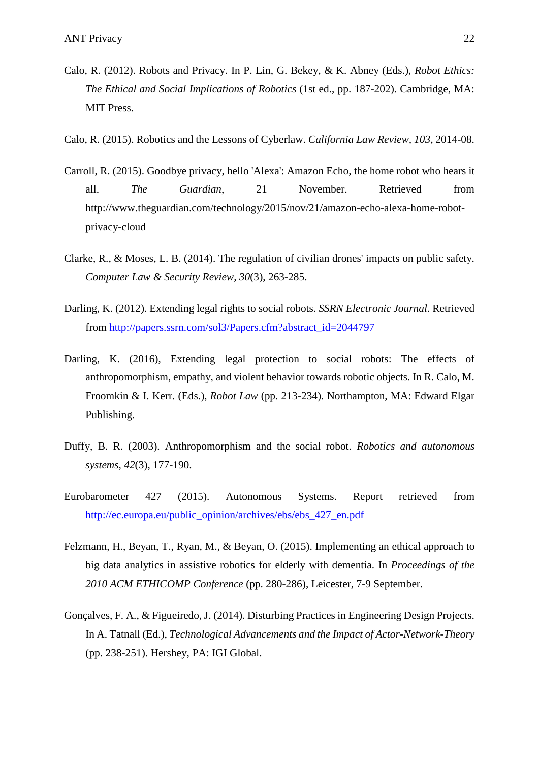Calo, R. (2012). Robots and Privacy. In P. Lin, G. Bekey, & K. Abney (Eds.), *Robot Ethics: The Ethical and Social Implications of Robotics* (1st ed., pp. 187-202). Cambridge, MA: MIT Press.

Calo, R. (2015). Robotics and the Lessons of Cyberlaw. *California Law Review*, *103*, 2014-08.

Carroll, R. (2015). Goodbye privacy, hello 'Alexa': Amazon Echo, the home robot who hears it all. *The Guardian*, 21 November. Retrieved from http://www.theguardian.com/technology/2015/nov/21/amazon-echo-alexa-home-robot-privacy-cloud

Clarke, R., & Moses, L. B. (2014). The regulation of civilian drones' impacts on public safety. *Computer Law & Security Review*, *30*(3), 263-285.

Darling, K. (2012). Extending legal rights to social robots. *SSRN Electronic Journal*. Retrieved from http://papers.ssrn.com/sol3/Papers.cfm?abstract_id=2044797

Darling, K. (2016), Extending legal protection to social robots: The effects of anthropomorphism, empathy, and violent behavior towards robotic objects. In R. Calo, M. Froomkin & I. Kerr. (Eds.), *Robot Law* (pp. 213-234). Northampton, MA: Edward Elgar Publishing.

Duffy, B. R. (2003). Anthropomorphism and the social robot. *Robotics and autonomous systems*, *42*(3), 177-190.

Eurobarometer 427 (2015). Autonomous Systems. Report retrieved from http://ec.europa.eu/public_opinion/archives/ebs/ebs_427_en.pdf

Felzmann, H., Beyan, T., Ryan, M., & Beyan, O. (2015). Implementing an ethical approach to big data analytics in assistive robotics for elderly with dementia. In *Proceedings of the 2010 ACM ETHICOMP Conference* (pp. 280-286), Leicester, 7-9 September.

Gonçalves, F. A., & Figueiredo, J. (2014). Disturbing Practices in Engineering Design Projects. In A. Tatnall (Ed.), *Technological Advancements and the Impact of Actor-Network-Theory* (pp. 238-251). Hershey, PA: IGI Global.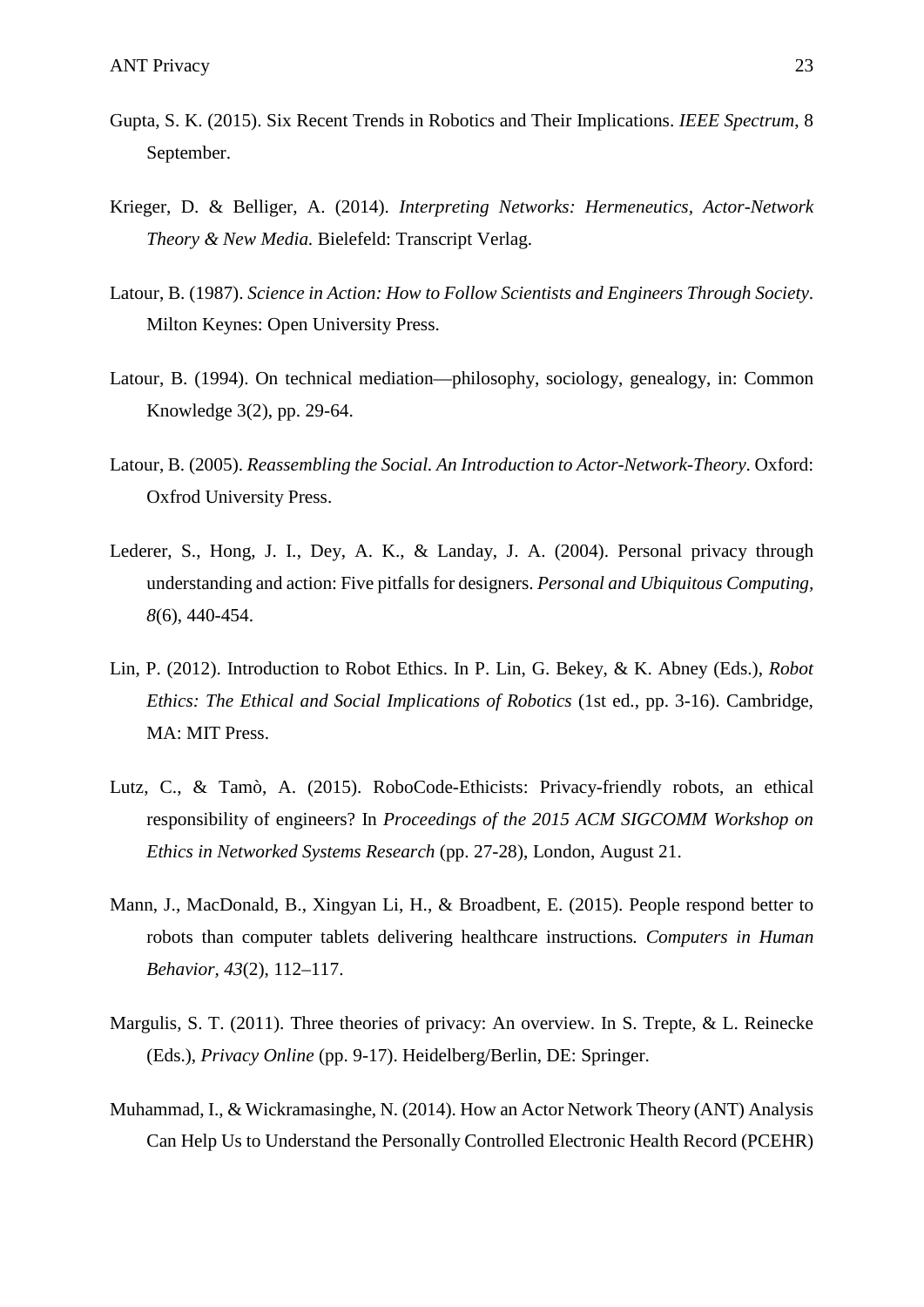Gupta, S. K. (2015). Six Recent Trends in Robotics and Their Implications. *IEEE Spectrum*, 8 September.

Krieger, D. & Belliger, A. (2014). *Interpreting Networks: Hermeneutics, Actor-Network Theory & New Media.* Bielefeld: Transcript Verlag.

Latour, B. (1987). *Science in Action: How to Follow Scientists and Engineers Through Society*. Milton Keynes: Open University Press.

Latour, B. (1994). On technical mediation—philosophy, sociology, genealogy, in: Common Knowledge 3(2), pp. 29-64.

Latour, B. (2005). *Reassembling the Social. An Introduction to Actor-Network-Theory*. Oxford: Oxfrod University Press.

Lederer, S., Hong, J. I., Dey, A. K., & Landay, J. A. (2004). Personal privacy through understanding and action: Five pitfalls for designers. *Personal and Ubiquitous Computing, 8*(6), 440-454.

Lin, P. (2012). Introduction to Robot Ethics. In P. Lin, G. Bekey, & K. Abney (Eds.), *Robot Ethics: The Ethical and Social Implications of Robotics* (1st ed., pp. 3-16). Cambridge, MA: MIT Press.

Lutz, C., & Tamò, A. (2015). RoboCode-Ethicists: Privacy-friendly robots, an ethical responsibility of engineers? In *Proceedings of the 2015 ACM SIGCOMM Workshop on Ethics in Networked Systems Research* (pp. 27-28), London, August 21.

Mann, J., MacDonald, B., Xingyan Li, H., & Broadbent, E. (2015). People respond better to robots than computer tablets delivering healthcare instructions. *Computers in Human Behavior*, *43*(2), 112–117.

Margulis, S. T. (2011). Three theories of privacy: An overview. In S. Trepte, & L. Reinecke (Eds.), *Privacy Online* (pp. 9-17). Heidelberg/Berlin, DE: Springer.

Muhammad, I., & Wickramasinghe, N. (2014). How an Actor Network Theory (ANT) Analysis Can Help Us to Understand the Personally Controlled Electronic Health Record (PCEHR)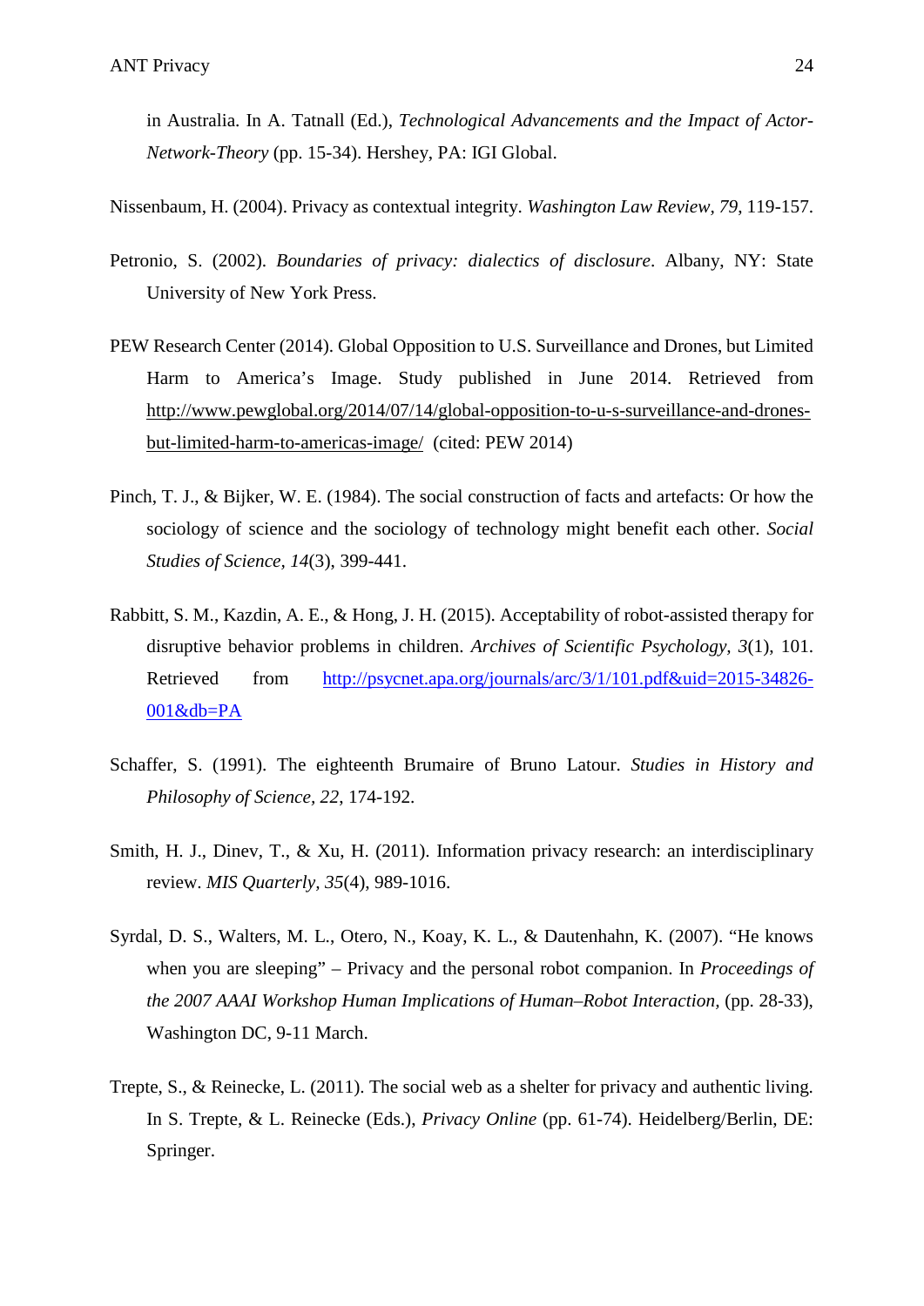in Australia. In A. Tatnall (Ed.), *Technological Advancements and the Impact of Actor-Network-Theory* (pp. 15-34). Hershey, PA: IGI Global.

Nissenbaum, H. (2004). Privacy as contextual integrity. *Washington Law Review, 79*, 119-157.

Petronio, S. (2002). *Boundaries of privacy: dialectics of disclosure*. Albany, NY: State University of New York Press.

PEW Research Center (2014). Global Opposition to U.S. Surveillance and Drones, but Limited Harm to America's Image. Study published in June 2014. Retrieved from http://www.pewglobal.org/2014/07/14/global-opposition-to-u-s-surveillance-and-drones-but-limited-harm-to-americas-image/ (cited: PEW 2014)

Pinch, T. J., & Bijker, W. E. (1984). The social construction of facts and artefacts: Or how the sociology of science and the sociology of technology might benefit each other. *Social Studies of Science, 14*(3), 399-441.

Rabbitt, S. M., Kazdin, A. E., & Hong, J. H. (2015). Acceptability of robot-assisted therapy for disruptive behavior problems in children. *Archives of Scientific Psychology, 3*(1), 101. Retrieved from http://psycnet.apa.org/journals/arc/3/1/101.pdf&uid=2015-34826-001&db=PA

Schaffer, S. (1991). The eighteenth Brumaire of Bruno Latour. *Studies in History and Philosophy of Science, 22*, 174-192.

Smith, H. J., Dinev, T., & Xu, H. (2011). Information privacy research: an interdisciplinary review. *MIS Quarterly, 35*(4), 989-1016.

Syrdal, D. S., Walters, M. L., Otero, N., Koay, K. L., & Dautenhahn, K. (2007). "He knows when you are sleeping" – Privacy and the personal robot companion. In *Proceedings of the 2007 AAAI Workshop Human Implications of Human–Robot Interaction*, (pp. 28-33), Washington DC, 9-11 March.

Trepte, S., & Reinecke, L. (2011). The social web as a shelter for privacy and authentic living. In S. Trepte, & L. Reinecke (Eds.), *Privacy Online* (pp. 61-74). Heidelberg/Berlin, DE: Springer.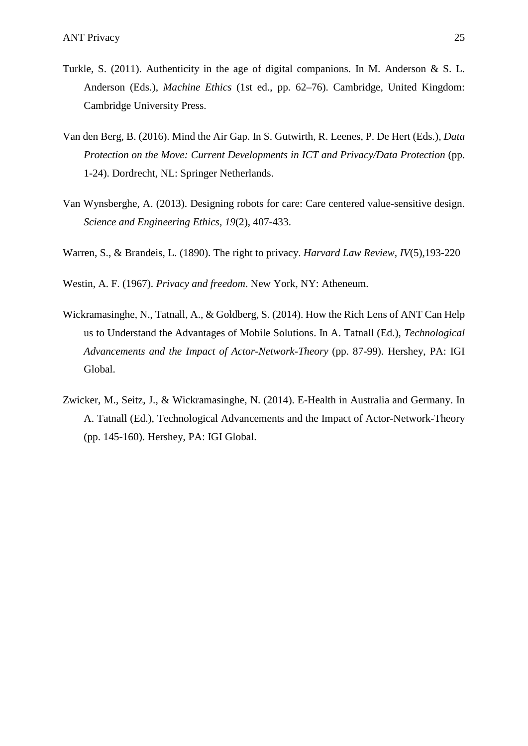Turkle, S. (2011). Authenticity in the age of digital companions. In M. Anderson & S. L. Anderson (Eds.), *Machine Ethics* (1st ed., pp. 62–76). Cambridge, United Kingdom: Cambridge University Press.

Van den Berg, B. (2016). Mind the Air Gap. In S. Gutwirth, R. Leenes, P. De Hert (Eds.), *Data Protection on the Move: Current Developments in ICT and Privacy/Data Protection* (pp. 1-24). Dordrecht, NL: Springer Netherlands.

Van Wynsberghe, A. (2013). Designing robots for care: Care centered value-sensitive design. *Science and Engineering Ethics*, *19*(2), 407-433.

Warren, S., & Brandeis, L. (1890). The right to privacy. *Harvard Law Review*, *IV*(5),193-220

Westin, A. F. (1967). *Privacy and freedom*. New York, NY: Atheneum.

Wickramasinghe, N., Tatnall, A., & Goldberg, S. (2014). How the Rich Lens of ANT Can Help us to Understand the Advantages of Mobile Solutions. In A. Tatnall (Ed.), *Technological Advancements and the Impact of Actor-Network-Theory* (pp. 87-99). Hershey, PA: IGI Global.

Zwicker, M., Seitz, J., & Wickramasinghe, N. (2014). E-Health in Australia and Germany. In A. Tatnall (Ed.), Technological Advancements and the Impact of Actor-Network-Theory (pp. 145-160). Hershey, PA: IGI Global.